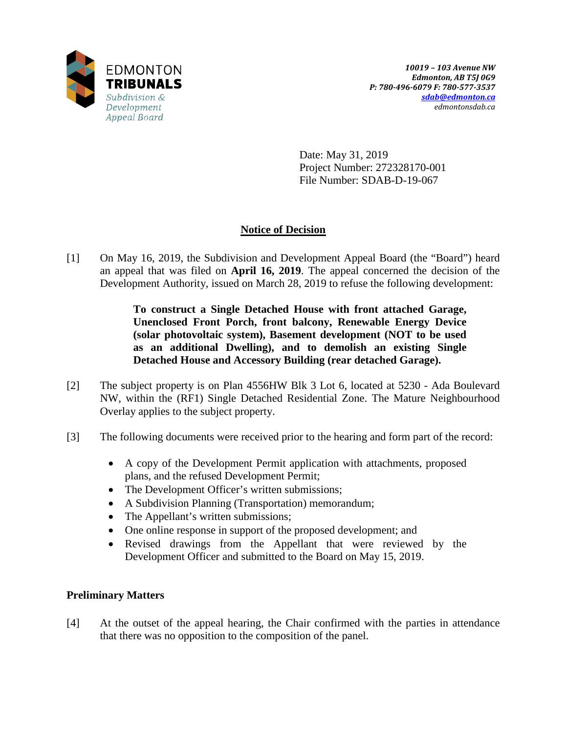EDMONTON
**TRIBUNALS**
*Subdivision & Development Appeal Board*

*10019 – 103 Avenue NW*
*Edmonton, AB T5J 0G9*
*P: 780-496-6079 F: 780-577-3537*
*sdab@edmonton.ca*
*edmontonsdab.ca*

Date: May 31, 2019
Project Number: 272328170-001
File Number: SDAB-D-19-067

## Notice of Decision

[1] On May 16, 2019, the Subdivision and Development Appeal Board (the "Board") heard an appeal that was filed on **April 16, 2019**. The appeal concerned the decision of the Development Authority, issued on March 28, 2019 to refuse the following development:

> **To construct a Single Detached House with front attached Garage, Unenclosed Front Porch, front balcony, Renewable Energy Device (solar photovoltaic system), Basement development (NOT to be used as an additional Dwelling), and to demolish an existing Single Detached House and Accessory Building (rear detached Garage).**

[2] The subject property is on Plan 4556HW Blk 3 Lot 6, located at 5230 - Ada Boulevard NW, within the (RF1) Single Detached Residential Zone. The Mature Neighbourhood Overlay applies to the subject property.

[3] The following documents were received prior to the hearing and form part of the record:

- A copy of the Development Permit application with attachments, proposed plans, and the refused Development Permit;
- The Development Officer's written submissions;
- A Subdivision Planning (Transportation) memorandum;
- The Appellant's written submissions;
- One online response in support of the proposed development; and
- Revised drawings from the Appellant that were reviewed by the Development Officer and submitted to the Board on May 15, 2019.

### Preliminary Matters

[4] At the outset of the appeal hearing, the Chair confirmed with the parties in attendance that there was no opposition to the composition of the panel.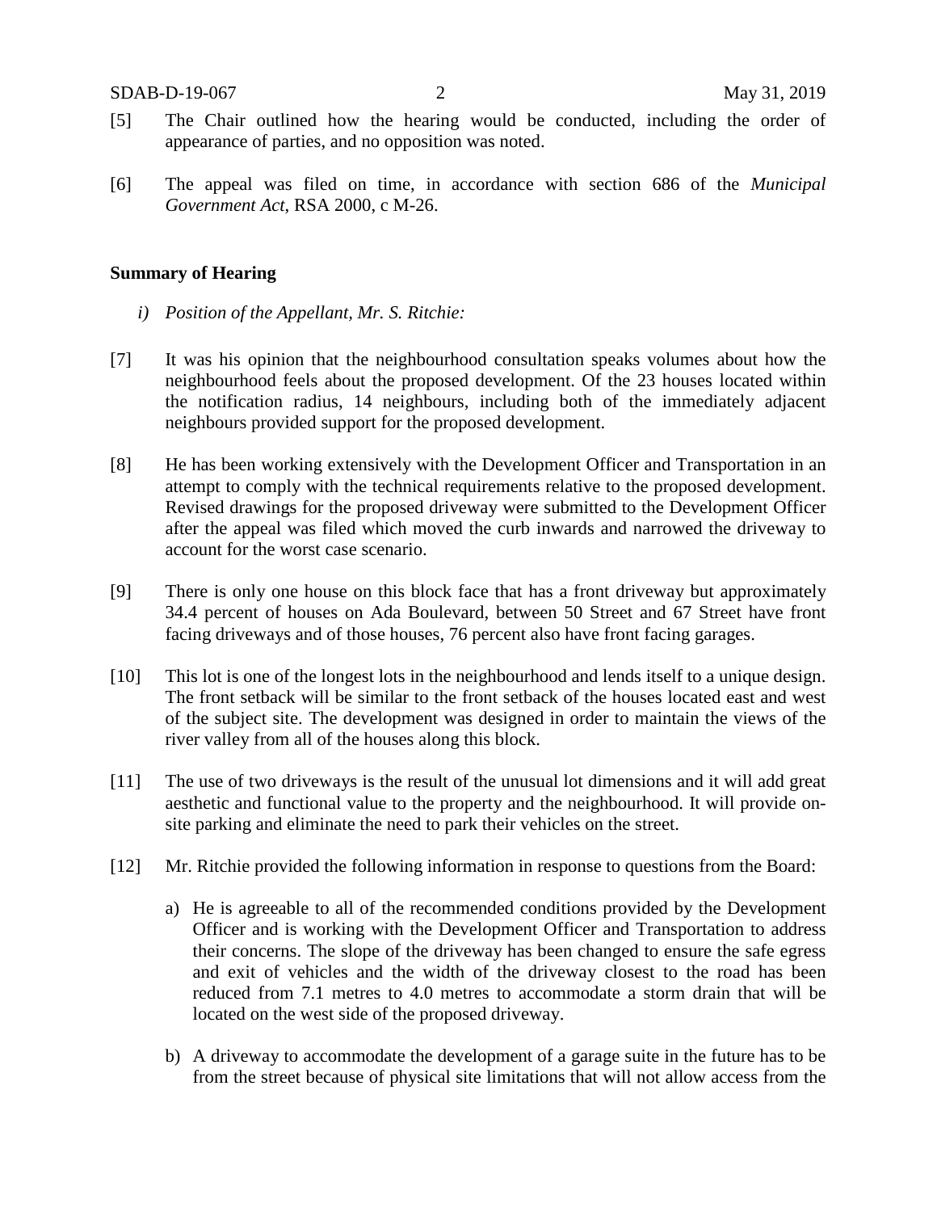[5] The Chair outlined how the hearing would be conducted, including the order of appearance of parties, and no opposition was noted.

[6] The appeal was filed on time, in accordance with section 686 of the *Municipal Government Act*, RSA 2000, c M-26.

**Summary of Hearing**

*i) Position of the Appellant, Mr. S. Ritchie:*

[7] It was his opinion that the neighbourhood consultation speaks volumes about how the neighbourhood feels about the proposed development. Of the 23 houses located within the notification radius, 14 neighbours, including both of the immediately adjacent neighbours provided support for the proposed development.

[8] He has been working extensively with the Development Officer and Transportation in an attempt to comply with the technical requirements relative to the proposed development. Revised drawings for the proposed driveway were submitted to the Development Officer after the appeal was filed which moved the curb inwards and narrowed the driveway to account for the worst case scenario.

[9] There is only one house on this block face that has a front driveway but approximately 34.4 percent of houses on Ada Boulevard, between 50 Street and 67 Street have front facing driveways and of those houses, 76 percent also have front facing garages.

[10] This lot is one of the longest lots in the neighbourhood and lends itself to a unique design. The front setback will be similar to the front setback of the houses located east and west of the subject site. The development was designed in order to maintain the views of the river valley from all of the houses along this block.

[11] The use of two driveways is the result of the unusual lot dimensions and it will add great aesthetic and functional value to the property and the neighbourhood. It will provide on-site parking and eliminate the need to park their vehicles on the street.

[12] Mr. Ritchie provided the following information in response to questions from the Board:

a) He is agreeable to all of the recommended conditions provided by the Development Officer and is working with the Development Officer and Transportation to address their concerns. The slope of the driveway has been changed to ensure the safe egress and exit of vehicles and the width of the driveway closest to the road has been reduced from 7.1 metres to 4.0 metres to accommodate a storm drain that will be located on the west side of the proposed driveway.

b) A driveway to accommodate the development of a garage suite in the future has to be from the street because of physical site limitations that will not allow access from the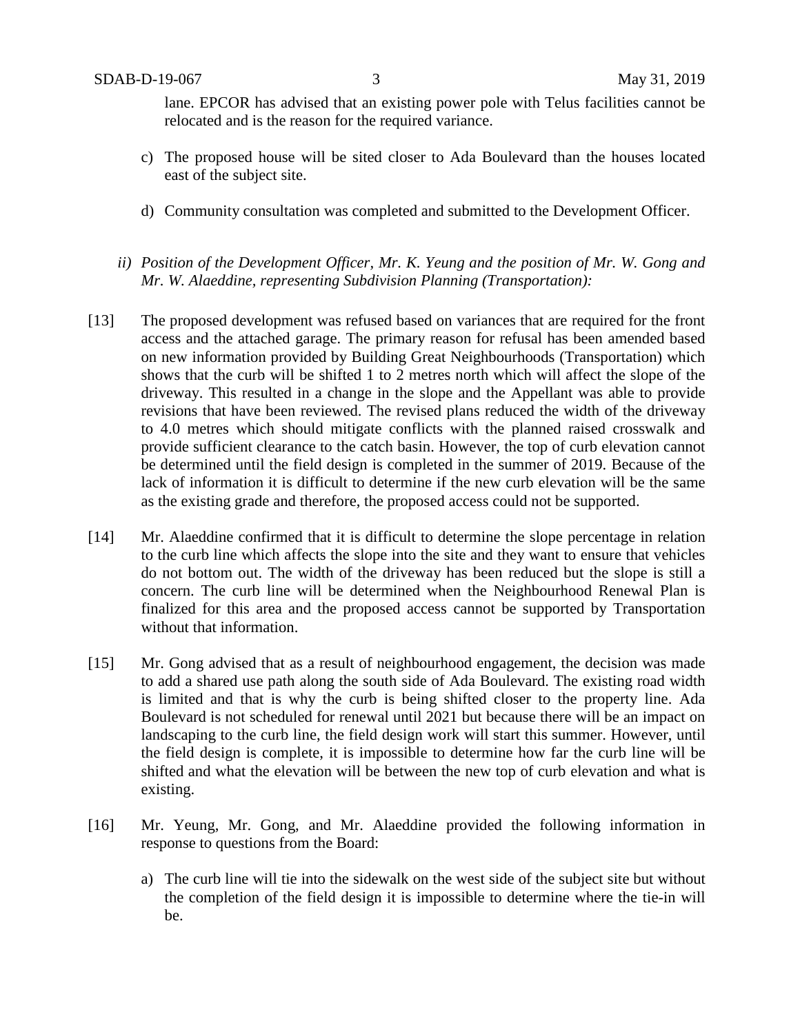lane. EPCOR has advised that an existing power pole with Telus facilities cannot be relocated and is the reason for the required variance.

c) The proposed house will be sited closer to Ada Boulevard than the houses located east of the subject site.

d) Community consultation was completed and submitted to the Development Officer.

*ii) Position of the Development Officer, Mr. K. Yeung and the position of Mr. W. Gong and Mr. W. Alaeddine, representing Subdivision Planning (Transportation):*

[13] The proposed development was refused based on variances that are required for the front access and the attached garage. The primary reason for refusal has been amended based on new information provided by Building Great Neighbourhoods (Transportation) which shows that the curb will be shifted 1 to 2 metres north which will affect the slope of the driveway. This resulted in a change in the slope and the Appellant was able to provide revisions that have been reviewed. The revised plans reduced the width of the driveway to 4.0 metres which should mitigate conflicts with the planned raised crosswalk and provide sufficient clearance to the catch basin. However, the top of curb elevation cannot be determined until the field design is completed in the summer of 2019. Because of the lack of information it is difficult to determine if the new curb elevation will be the same as the existing grade and therefore, the proposed access could not be supported.

[14] Mr. Alaeddine confirmed that it is difficult to determine the slope percentage in relation to the curb line which affects the slope into the site and they want to ensure that vehicles do not bottom out. The width of the driveway has been reduced but the slope is still a concern. The curb line will be determined when the Neighbourhood Renewal Plan is finalized for this area and the proposed access cannot be supported by Transportation without that information.

[15] Mr. Gong advised that as a result of neighbourhood engagement, the decision was made to add a shared use path along the south side of Ada Boulevard. The existing road width is limited and that is why the curb is being shifted closer to the property line. Ada Boulevard is not scheduled for renewal until 2021 but because there will be an impact on landscaping to the curb line, the field design work will start this summer. However, until the field design is complete, it is impossible to determine how far the curb line will be shifted and what the elevation will be between the new top of curb elevation and what is existing.

[16] Mr. Yeung, Mr. Gong, and Mr. Alaeddine provided the following information in response to questions from the Board:

a) The curb line will tie into the sidewalk on the west side of the subject site but without the completion of the field design it is impossible to determine where the tie-in will be.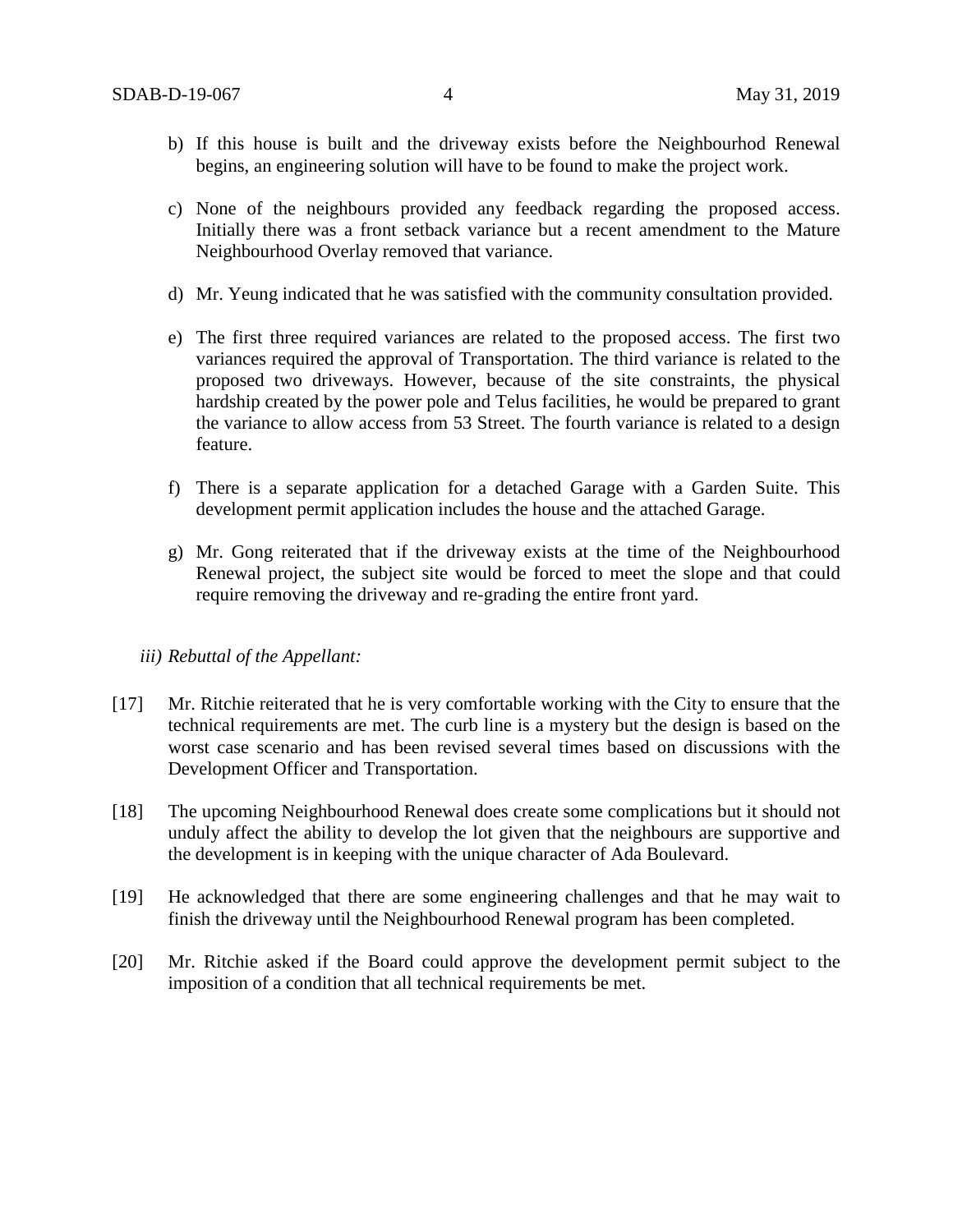b) If this house is built and the driveway exists before the Neighbourhod Renewal begins, an engineering solution will have to be found to make the project work.

c) None of the neighbours provided any feedback regarding the proposed access. Initially there was a front setback variance but a recent amendment to the Mature Neighbourhood Overlay removed that variance.

d) Mr. Yeung indicated that he was satisfied with the community consultation provided.

e) The first three required variances are related to the proposed access. The first two variances required the approval of Transportation. The third variance is related to the proposed two driveways. However, because of the site constraints, the physical hardship created by the power pole and Telus facilities, he would be prepared to grant the variance to allow access from 53 Street. The fourth variance is related to a design feature.

f) There is a separate application for a detached Garage with a Garden Suite. This development permit application includes the house and the attached Garage.

g) Mr. Gong reiterated that if the driveway exists at the time of the Neighbourhood Renewal project, the subject site would be forced to meet the slope and that could require removing the driveway and re-grading the entire front yard.

*iii) Rebuttal of the Appellant:*

[17] Mr. Ritchie reiterated that he is very comfortable working with the City to ensure that the technical requirements are met. The curb line is a mystery but the design is based on the worst case scenario and has been revised several times based on discussions with the Development Officer and Transportation.

[18] The upcoming Neighbourhood Renewal does create some complications but it should not unduly affect the ability to develop the lot given that the neighbours are supportive and the development is in keeping with the unique character of Ada Boulevard.

[19] He acknowledged that there are some engineering challenges and that he may wait to finish the driveway until the Neighbourhood Renewal program has been completed.

[20] Mr. Ritchie asked if the Board could approve the development permit subject to the imposition of a condition that all technical requirements be met.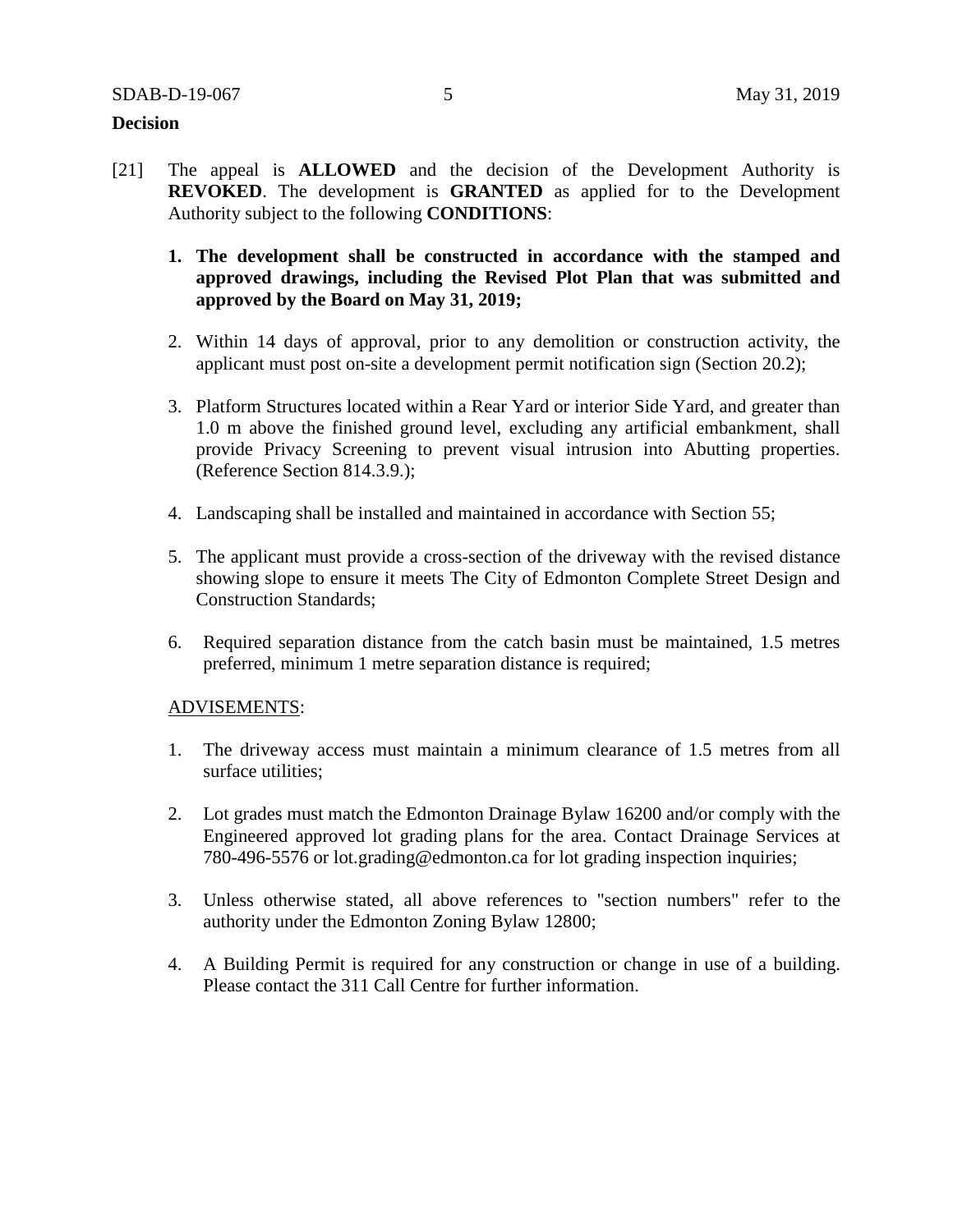**Decision**

[21] The appeal is **ALLOWED** and the decision of the Development Authority is **REVOKED**. The development is **GRANTED** as applied for to the Development Authority subject to the following **CONDITIONS**:

1. **The development shall be constructed in accordance with the stamped and approved drawings, including the Revised Plot Plan that was submitted and approved by the Board on May 31, 2019;**

2. Within 14 days of approval, prior to any demolition or construction activity, the applicant must post on-site a development permit notification sign (Section 20.2);

3. Platform Structures located within a Rear Yard or interior Side Yard, and greater than 1.0 m above the finished ground level, excluding any artificial embankment, shall provide Privacy Screening to prevent visual intrusion into Abutting properties. (Reference Section 814.3.9.);

4. Landscaping shall be installed and maintained in accordance with Section 55;

5. The applicant must provide a cross-section of the driveway with the revised distance showing slope to ensure it meets The City of Edmonton Complete Street Design and Construction Standards;

6. Required separation distance from the catch basin must be maintained, 1.5 metres preferred, minimum 1 metre separation distance is required;

ADVISEMENTS:

1. The driveway access must maintain a minimum clearance of 1.5 metres from all surface utilities;

2. Lot grades must match the Edmonton Drainage Bylaw 16200 and/or comply with the Engineered approved lot grading plans for the area. Contact Drainage Services at 780-496-5576 or lot.grading@edmonton.ca for lot grading inspection inquiries;

3. Unless otherwise stated, all above references to "section numbers" refer to the authority under the Edmonton Zoning Bylaw 12800;

4. A Building Permit is required for any construction or change in use of a building. Please contact the 311 Call Centre for further information.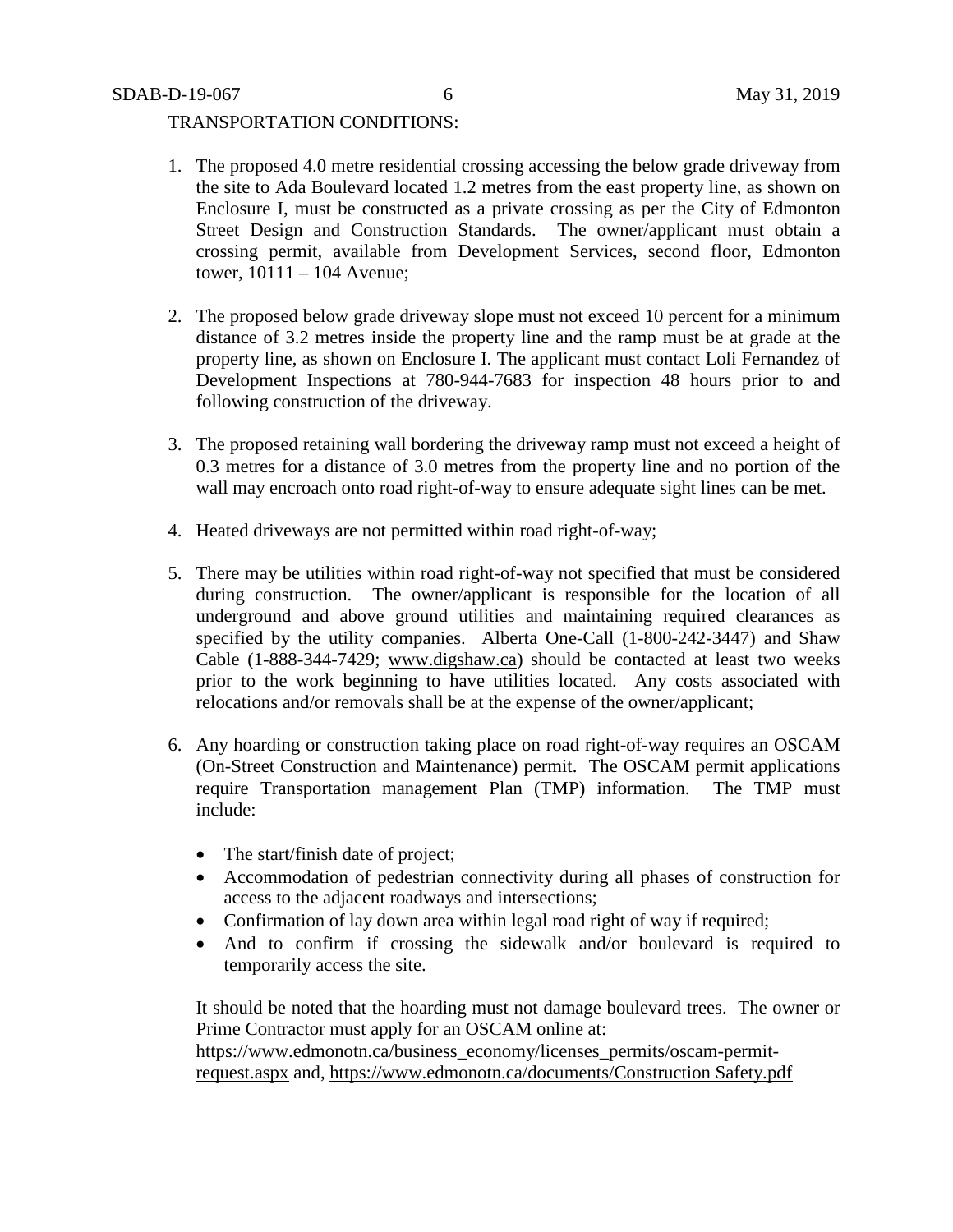TRANSPORTATION CONDITIONS:

1. The proposed 4.0 metre residential crossing accessing the below grade driveway from the site to Ada Boulevard located 1.2 metres from the east property line, as shown on Enclosure I, must be constructed as a private crossing as per the City of Edmonton Street Design and Construction Standards. The owner/applicant must obtain a crossing permit, available from Development Services, second floor, Edmonton tower, 10111 – 104 Avenue;

2. The proposed below grade driveway slope must not exceed 10 percent for a minimum distance of 3.2 metres inside the property line and the ramp must be at grade at the property line, as shown on Enclosure I. The applicant must contact Loli Fernandez of Development Inspections at 780-944-7683 for inspection 48 hours prior to and following construction of the driveway.

3. The proposed retaining wall bordering the driveway ramp must not exceed a height of 0.3 metres for a distance of 3.0 metres from the property line and no portion of the wall may encroach onto road right-of-way to ensure adequate sight lines can be met.

4. Heated driveways are not permitted within road right-of-way;

5. There may be utilities within road right-of-way not specified that must be considered during construction. The owner/applicant is responsible for the location of all underground and above ground utilities and maintaining required clearances as specified by the utility companies. Alberta One-Call (1-800-242-3447) and Shaw Cable (1-888-344-7429; www.digshaw.ca) should be contacted at least two weeks prior to the work beginning to have utilities located. Any costs associated with relocations and/or removals shall be at the expense of the owner/applicant;

6. Any hoarding or construction taking place on road right-of-way requires an OSCAM (On-Street Construction and Maintenance) permit. The OSCAM permit applications require Transportation management Plan (TMP) information. The TMP must include:

   - The start/finish date of project;
   - Accommodation of pedestrian connectivity during all phases of construction for access to the adjacent roadways and intersections;
   - Confirmation of lay down area within legal road right of way if required;
   - And to confirm if crossing the sidewalk and/or boulevard is required to temporarily access the site.

   It should be noted that the hoarding must not damage boulevard trees. The owner or Prime Contractor must apply for an OSCAM online at: https://www.edmonotn.ca/business_economy/licenses_permits/oscam-permit-request.aspx and, https://www.edmonotn.ca/documents/Construction Safety.pdf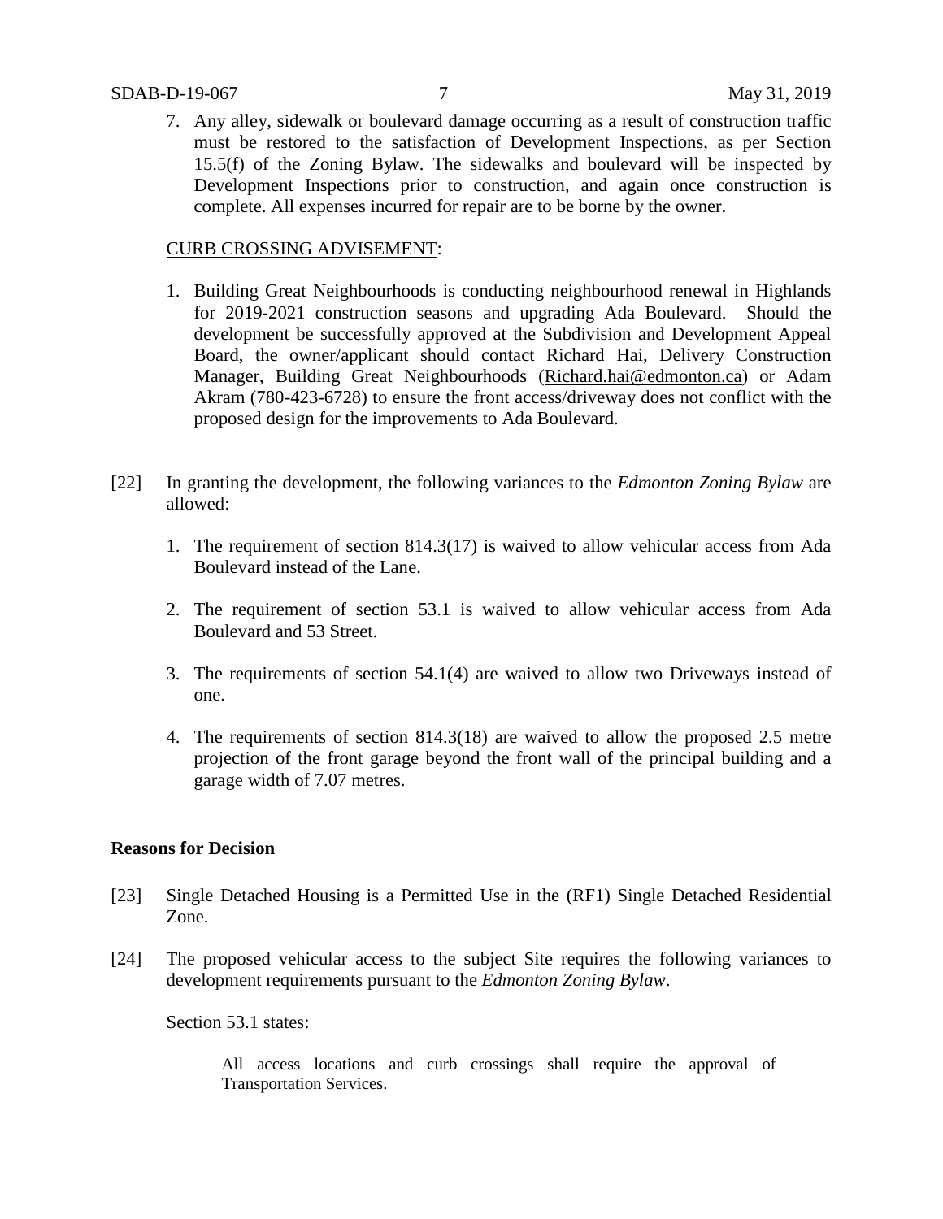7. Any alley, sidewalk or boulevard damage occurring as a result of construction traffic must be restored to the satisfaction of Development Inspections, as per Section 15.5(f) of the Zoning Bylaw. The sidewalks and boulevard will be inspected by Development Inspections prior to construction, and again once construction is complete. All expenses incurred for repair are to be borne by the owner.

CURB CROSSING ADVISEMENT:

1. Building Great Neighbourhoods is conducting neighbourhood renewal in Highlands for 2019-2021 construction seasons and upgrading Ada Boulevard. Should the development be successfully approved at the Subdivision and Development Appeal Board, the owner/applicant should contact Richard Hai, Delivery Construction Manager, Building Great Neighbourhoods (Richard.hai@edmonton.ca) or Adam Akram (780-423-6728) to ensure the front access/driveway does not conflict with the proposed design for the improvements to Ada Boulevard.

[22] In granting the development, the following variances to the *Edmonton Zoning Bylaw* are allowed:

1. The requirement of section 814.3(17) is waived to allow vehicular access from Ada Boulevard instead of the Lane.
2. The requirement of section 53.1 is waived to allow vehicular access from Ada Boulevard and 53 Street.
3. The requirements of section 54.1(4) are waived to allow two Driveways instead of one.
4. The requirements of section 814.3(18) are waived to allow the proposed 2.5 metre projection of the front garage beyond the front wall of the principal building and a garage width of 7.07 metres.

**Reasons for Decision**

[23] Single Detached Housing is a Permitted Use in the (RF1) Single Detached Residential Zone.

[24] The proposed vehicular access to the subject Site requires the following variances to development requirements pursuant to the *Edmonton Zoning Bylaw*.

Section 53.1 states:

> All access locations and curb crossings shall require the approval of Transportation Services.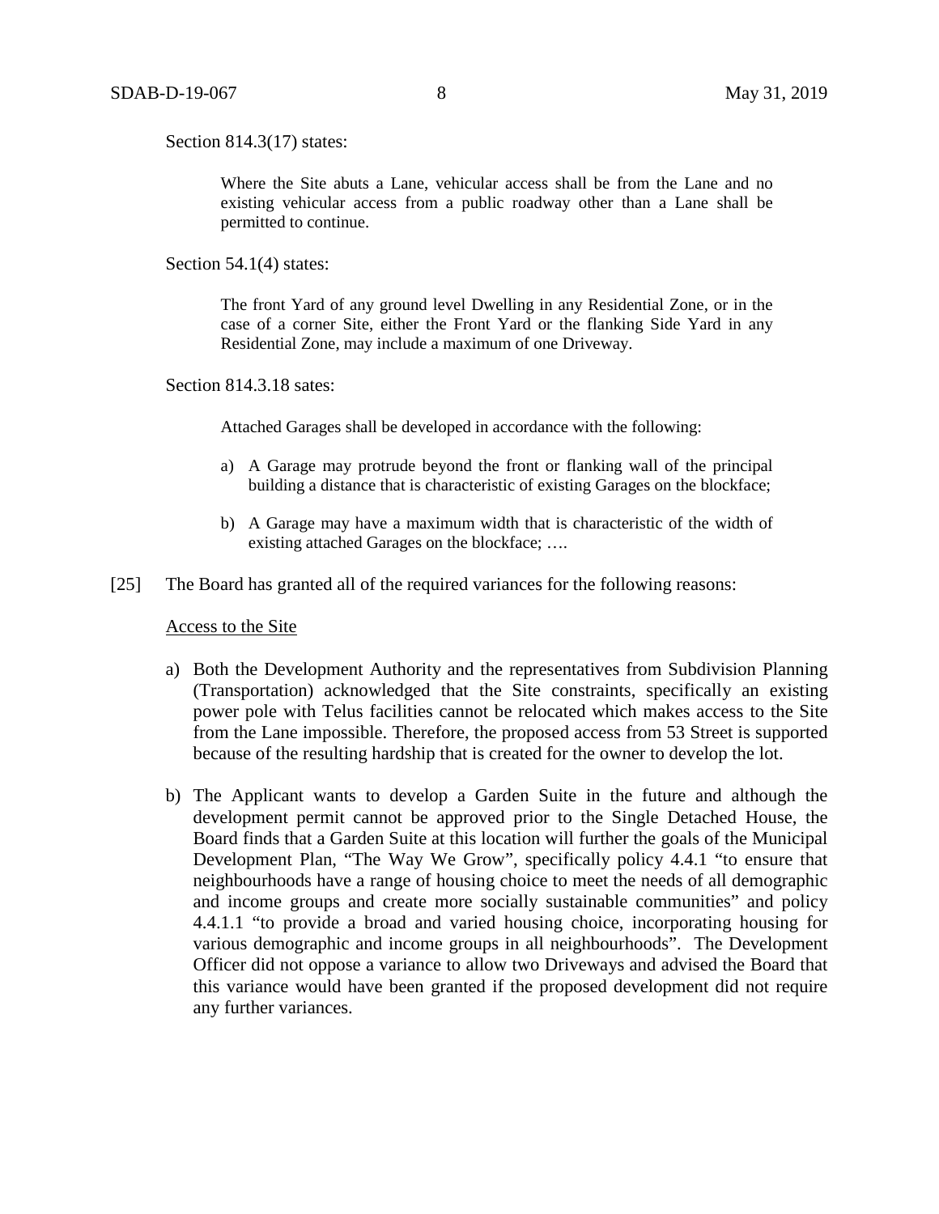Section 814.3(17) states:

> Where the Site abuts a Lane, vehicular access shall be from the Lane and no existing vehicular access from a public roadway other than a Lane shall be permitted to continue.

Section 54.1(4) states:

> The front Yard of any ground level Dwelling in any Residential Zone, or in the case of a corner Site, either the Front Yard or the flanking Side Yard in any Residential Zone, may include a maximum of one Driveway.

Section 814.3.18 sates:

> Attached Garages shall be developed in accordance with the following:
>
> a) A Garage may protrude beyond the front or flanking wall of the principal building a distance that is characteristic of existing Garages on the blockface;
>
> b) A Garage may have a maximum width that is characteristic of the width of existing attached Garages on the blockface; ….

[25] The Board has granted all of the required variances for the following reasons:

Access to the Site

a) Both the Development Authority and the representatives from Subdivision Planning (Transportation) acknowledged that the Site constraints, specifically an existing power pole with Telus facilities cannot be relocated which makes access to the Site from the Lane impossible. Therefore, the proposed access from 53 Street is supported because of the resulting hardship that is created for the owner to develop the lot.

b) The Applicant wants to develop a Garden Suite in the future and although the development permit cannot be approved prior to the Single Detached House, the Board finds that a Garden Suite at this location will further the goals of the Municipal Development Plan, "The Way We Grow", specifically policy 4.4.1 "to ensure that neighbourhoods have a range of housing choice to meet the needs of all demographic and income groups and create more socially sustainable communities" and policy 4.4.1.1 "to provide a broad and varied housing choice, incorporating housing for various demographic and income groups in all neighbourhoods". The Development Officer did not oppose a variance to allow two Driveways and advised the Board that this variance would have been granted if the proposed development did not require any further variances.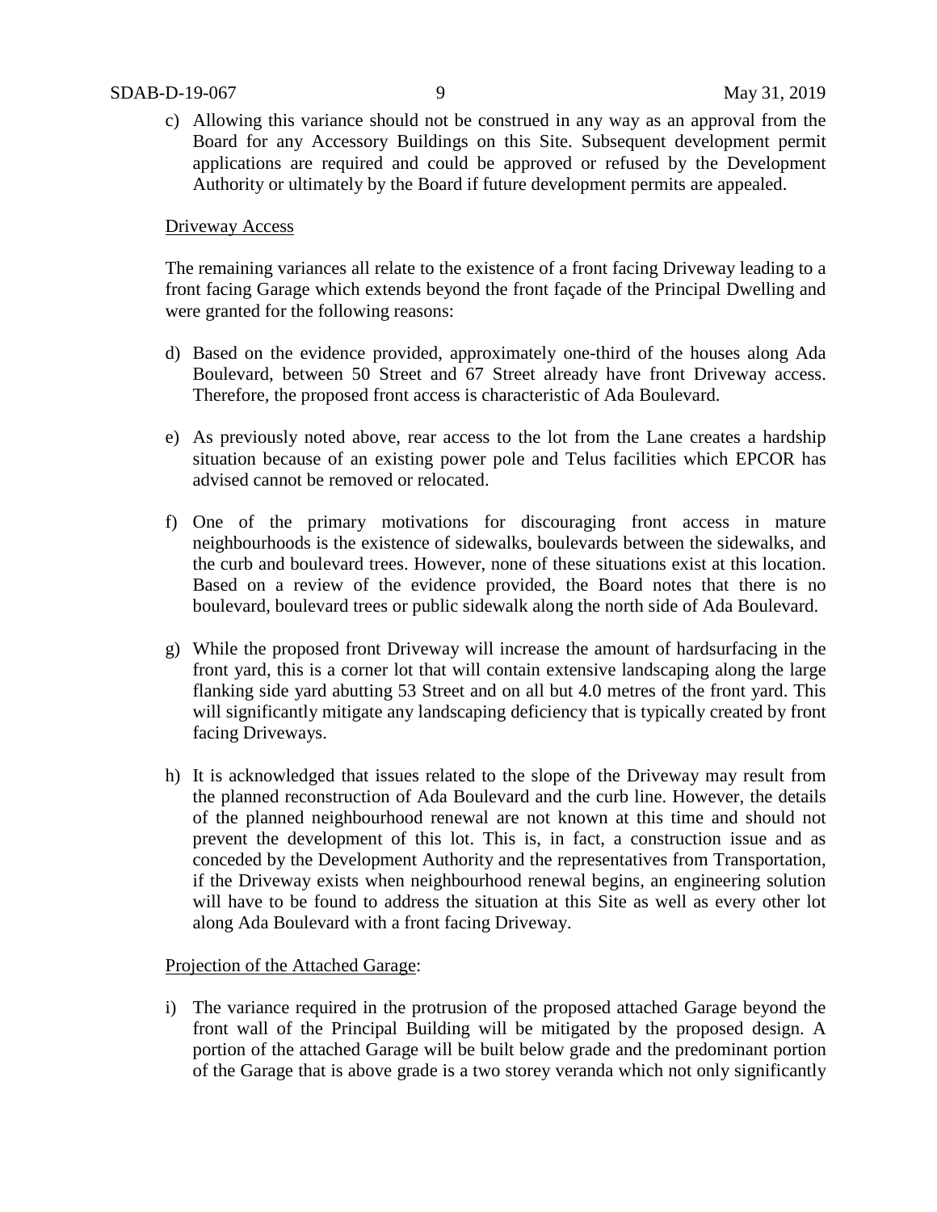c) Allowing this variance should not be construed in any way as an approval from the Board for any Accessory Buildings on this Site. Subsequent development permit applications are required and could be approved or refused by the Development Authority or ultimately by the Board if future development permits are appealed.

Driveway Access

The remaining variances all relate to the existence of a front facing Driveway leading to a front facing Garage which extends beyond the front façade of the Principal Dwelling and were granted for the following reasons:

d) Based on the evidence provided, approximately one-third of the houses along Ada Boulevard, between 50 Street and 67 Street already have front Driveway access. Therefore, the proposed front access is characteristic of Ada Boulevard.

e) As previously noted above, rear access to the lot from the Lane creates a hardship situation because of an existing power pole and Telus facilities which EPCOR has advised cannot be removed or relocated.

f) One of the primary motivations for discouraging front access in mature neighbourhoods is the existence of sidewalks, boulevards between the sidewalks, and the curb and boulevard trees. However, none of these situations exist at this location. Based on a review of the evidence provided, the Board notes that there is no boulevard, boulevard trees or public sidewalk along the north side of Ada Boulevard.

g) While the proposed front Driveway will increase the amount of hardsurfacing in the front yard, this is a corner lot that will contain extensive landscaping along the large flanking side yard abutting 53 Street and on all but 4.0 metres of the front yard. This will significantly mitigate any landscaping deficiency that is typically created by front facing Driveways.

h) It is acknowledged that issues related to the slope of the Driveway may result from the planned reconstruction of Ada Boulevard and the curb line. However, the details of the planned neighbourhood renewal are not known at this time and should not prevent the development of this lot. This is, in fact, a construction issue and as conceded by the Development Authority and the representatives from Transportation, if the Driveway exists when neighbourhood renewal begins, an engineering solution will have to be found to address the situation at this Site as well as every other lot along Ada Boulevard with a front facing Driveway.

Projection of the Attached Garage:

i) The variance required in the protrusion of the proposed attached Garage beyond the front wall of the Principal Building will be mitigated by the proposed design. A portion of the attached Garage will be built below grade and the predominant portion of the Garage that is above grade is a two storey veranda which not only significantly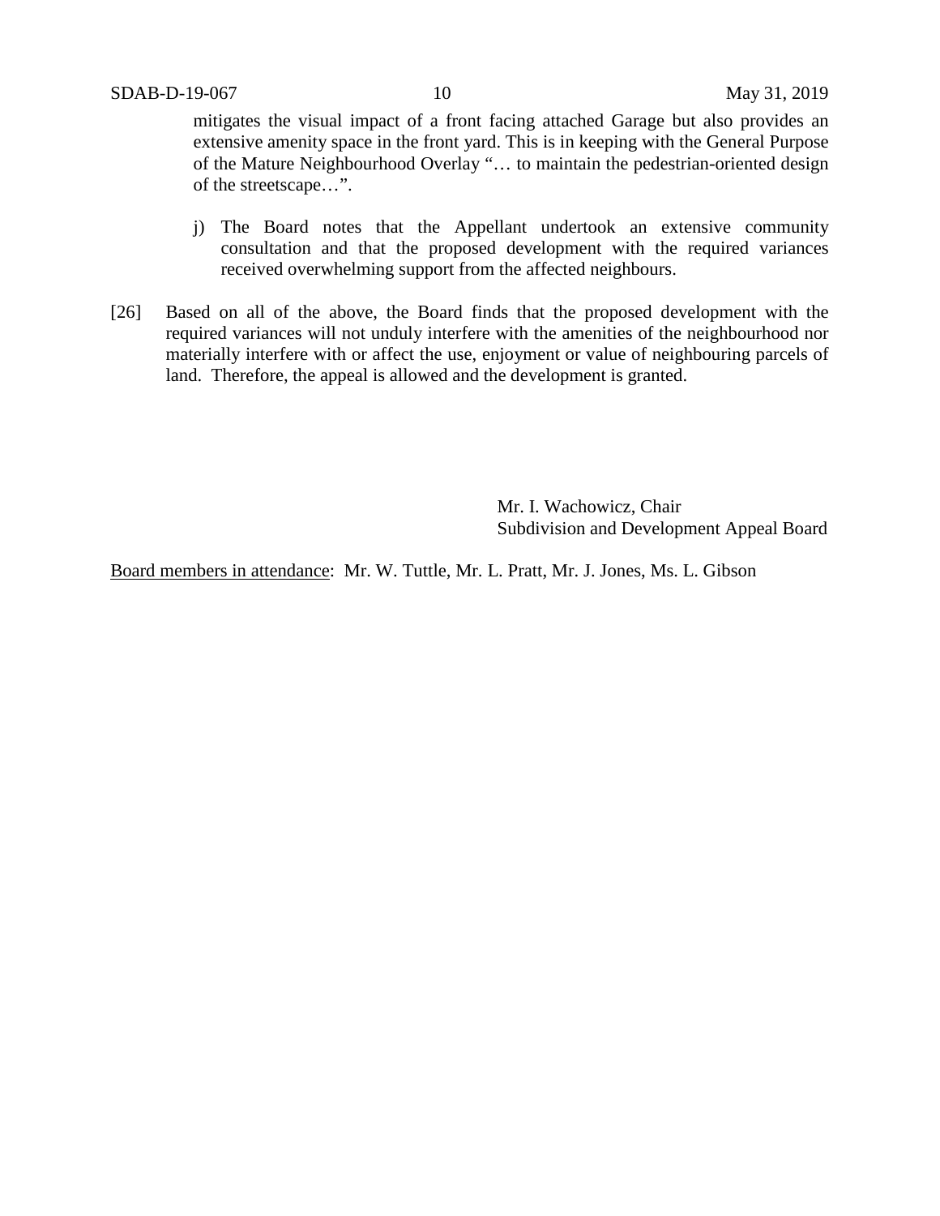mitigates the visual impact of a front facing attached Garage but also provides an extensive amenity space in the front yard. This is in keeping with the General Purpose of the Mature Neighbourhood Overlay "… to maintain the pedestrian-oriented design of the streetscape…".

j) The Board notes that the Appellant undertook an extensive community consultation and that the proposed development with the required variances received overwhelming support from the affected neighbours.

[26] Based on all of the above, the Board finds that the proposed development with the required variances will not unduly interfere with the amenities of the neighbourhood nor materially interfere with or affect the use, enjoyment or value of neighbouring parcels of land. Therefore, the appeal is allowed and the development is granted.

Mr. I. Wachowicz, Chair
Subdivision and Development Appeal Board

Board members in attendance: Mr. W. Tuttle, Mr. L. Pratt, Mr. J. Jones, Ms. L. Gibson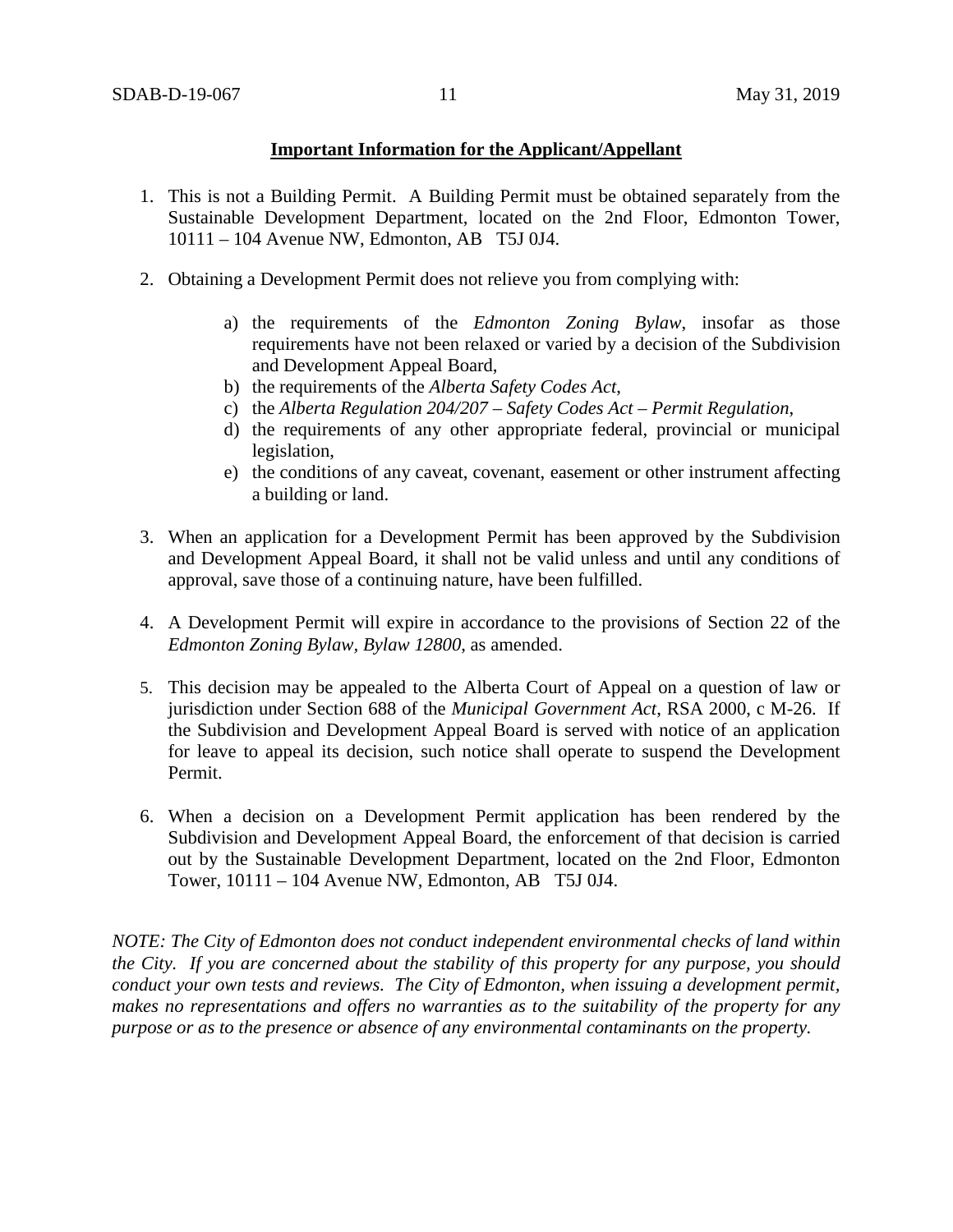**Important Information for the Applicant/Appellant**

1. This is not a Building Permit. A Building Permit must be obtained separately from the Sustainable Development Department, located on the 2nd Floor, Edmonton Tower, 10111 – 104 Avenue NW, Edmonton, AB T5J 0J4.

2. Obtaining a Development Permit does not relieve you from complying with:

    a) the requirements of the *Edmonton Zoning Bylaw*, insofar as those requirements have not been relaxed or varied by a decision of the Subdivision and Development Appeal Board,
    b) the requirements of the *Alberta Safety Codes Act*,
    c) the *Alberta Regulation 204/207 – Safety Codes Act – Permit Regulation*,
    d) the requirements of any other appropriate federal, provincial or municipal legislation,
    e) the conditions of any caveat, covenant, easement or other instrument affecting a building or land.

3. When an application for a Development Permit has been approved by the Subdivision and Development Appeal Board, it shall not be valid unless and until any conditions of approval, save those of a continuing nature, have been fulfilled.

4. A Development Permit will expire in accordance to the provisions of Section 22 of the *Edmonton Zoning Bylaw, Bylaw 12800*, as amended.

5. This decision may be appealed to the Alberta Court of Appeal on a question of law or jurisdiction under Section 688 of the *Municipal Government Act*, RSA 2000, c M-26. If the Subdivision and Development Appeal Board is served with notice of an application for leave to appeal its decision, such notice shall operate to suspend the Development Permit.

6. When a decision on a Development Permit application has been rendered by the Subdivision and Development Appeal Board, the enforcement of that decision is carried out by the Sustainable Development Department, located on the 2nd Floor, Edmonton Tower, 10111 – 104 Avenue NW, Edmonton, AB T5J 0J4.

*NOTE: The City of Edmonton does not conduct independent environmental checks of land within the City. If you are concerned about the stability of this property for any purpose, you should conduct your own tests and reviews. The City of Edmonton, when issuing a development permit, makes no representations and offers no warranties as to the suitability of the property for any purpose or as to the presence or absence of any environmental contaminants on the property.*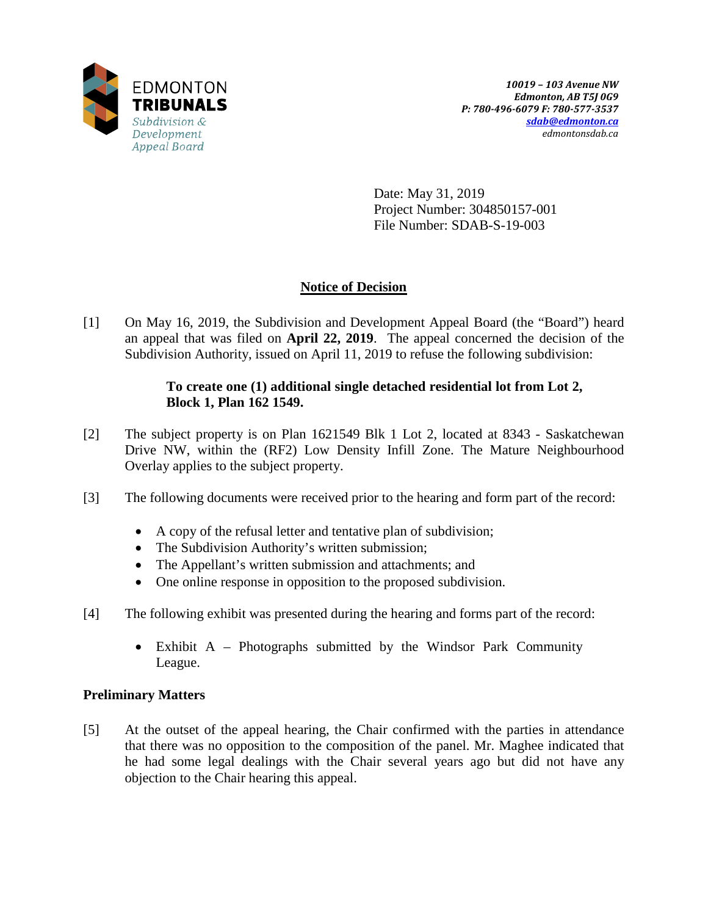EDMONTON
**TRIBUNALS**
*Subdivision & Development Appeal Board*

***10019 – 103 Avenue NW***
***Edmonton, AB T5J 0G9***
***P: 780-496-6079 F: 780-577-3537***
***sdab@edmonton.ca***
*edmontonsdab.ca*

Date: May 31, 2019
Project Number: 304850157-001
File Number: SDAB-S-19-003

## Notice of Decision

[1] On May 16, 2019, the Subdivision and Development Appeal Board (the "Board") heard an appeal that was filed on **April 22, 2019**. The appeal concerned the decision of the Subdivision Authority, issued on April 11, 2019 to refuse the following subdivision:

> **To create one (1) additional single detached residential lot from Lot 2, Block 1, Plan 162 1549.**

[2] The subject property is on Plan 1621549 Blk 1 Lot 2, located at 8343 - Saskatchewan Drive NW, within the (RF2) Low Density Infill Zone. The Mature Neighbourhood Overlay applies to the subject property.

[3] The following documents were received prior to the hearing and form part of the record:

- A copy of the refusal letter and tentative plan of subdivision;
- The Subdivision Authority's written submission;
- The Appellant's written submission and attachments; and
- One online response in opposition to the proposed subdivision.

[4] The following exhibit was presented during the hearing and forms part of the record:

- Exhibit A – Photographs submitted by the Windsor Park Community League.

### Preliminary Matters

[5] At the outset of the appeal hearing, the Chair confirmed with the parties in attendance that there was no opposition to the composition of the panel. Mr. Maghee indicated that he had some legal dealings with the Chair several years ago but did not have any objection to the Chair hearing this appeal.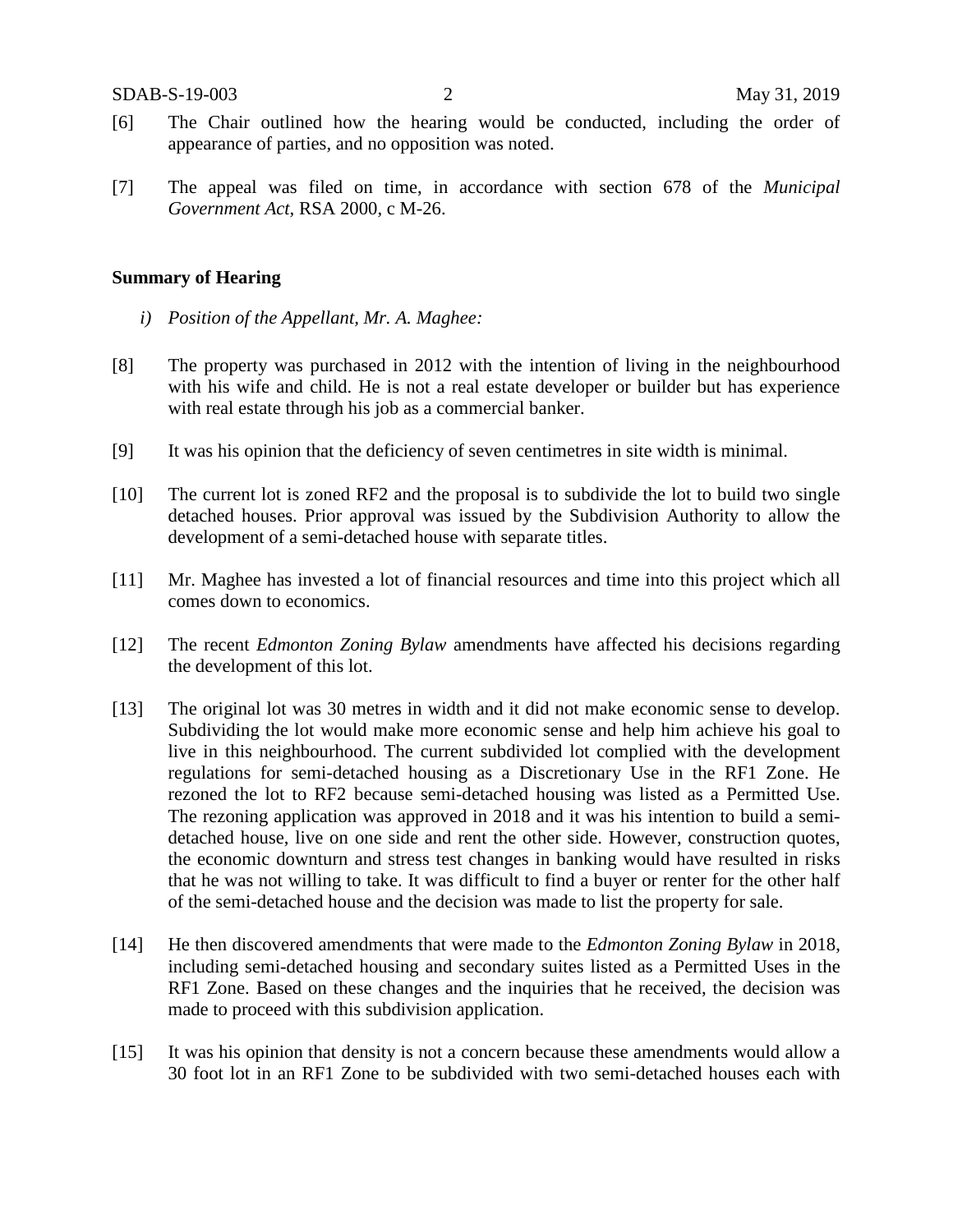[6] The Chair outlined how the hearing would be conducted, including the order of appearance of parties, and no opposition was noted.

[7] The appeal was filed on time, in accordance with section 678 of the *Municipal Government Act*, RSA 2000, c M-26.

**Summary of Hearing**

*i) Position of the Appellant, Mr. A. Maghee:*

[8] The property was purchased in 2012 with the intention of living in the neighbourhood with his wife and child. He is not a real estate developer or builder but has experience with real estate through his job as a commercial banker.

[9] It was his opinion that the deficiency of seven centimetres in site width is minimal.

[10] The current lot is zoned RF2 and the proposal is to subdivide the lot to build two single detached houses. Prior approval was issued by the Subdivision Authority to allow the development of a semi-detached house with separate titles.

[11] Mr. Maghee has invested a lot of financial resources and time into this project which all comes down to economics.

[12] The recent *Edmonton Zoning Bylaw* amendments have affected his decisions regarding the development of this lot.

[13] The original lot was 30 metres in width and it did not make economic sense to develop. Subdividing the lot would make more economic sense and help him achieve his goal to live in this neighbourhood. The current subdivided lot complied with the development regulations for semi-detached housing as a Discretionary Use in the RF1 Zone. He rezoned the lot to RF2 because semi-detached housing was listed as a Permitted Use. The rezoning application was approved in 2018 and it was his intention to build a semi-detached house, live on one side and rent the other side. However, construction quotes, the economic downturn and stress test changes in banking would have resulted in risks that he was not willing to take. It was difficult to find a buyer or renter for the other half of the semi-detached house and the decision was made to list the property for sale.

[14] He then discovered amendments that were made to the *Edmonton Zoning Bylaw* in 2018, including semi-detached housing and secondary suites listed as a Permitted Uses in the RF1 Zone. Based on these changes and the inquiries that he received, the decision was made to proceed with this subdivision application.

[15] It was his opinion that density is not a concern because these amendments would allow a 30 foot lot in an RF1 Zone to be subdivided with two semi-detached houses each with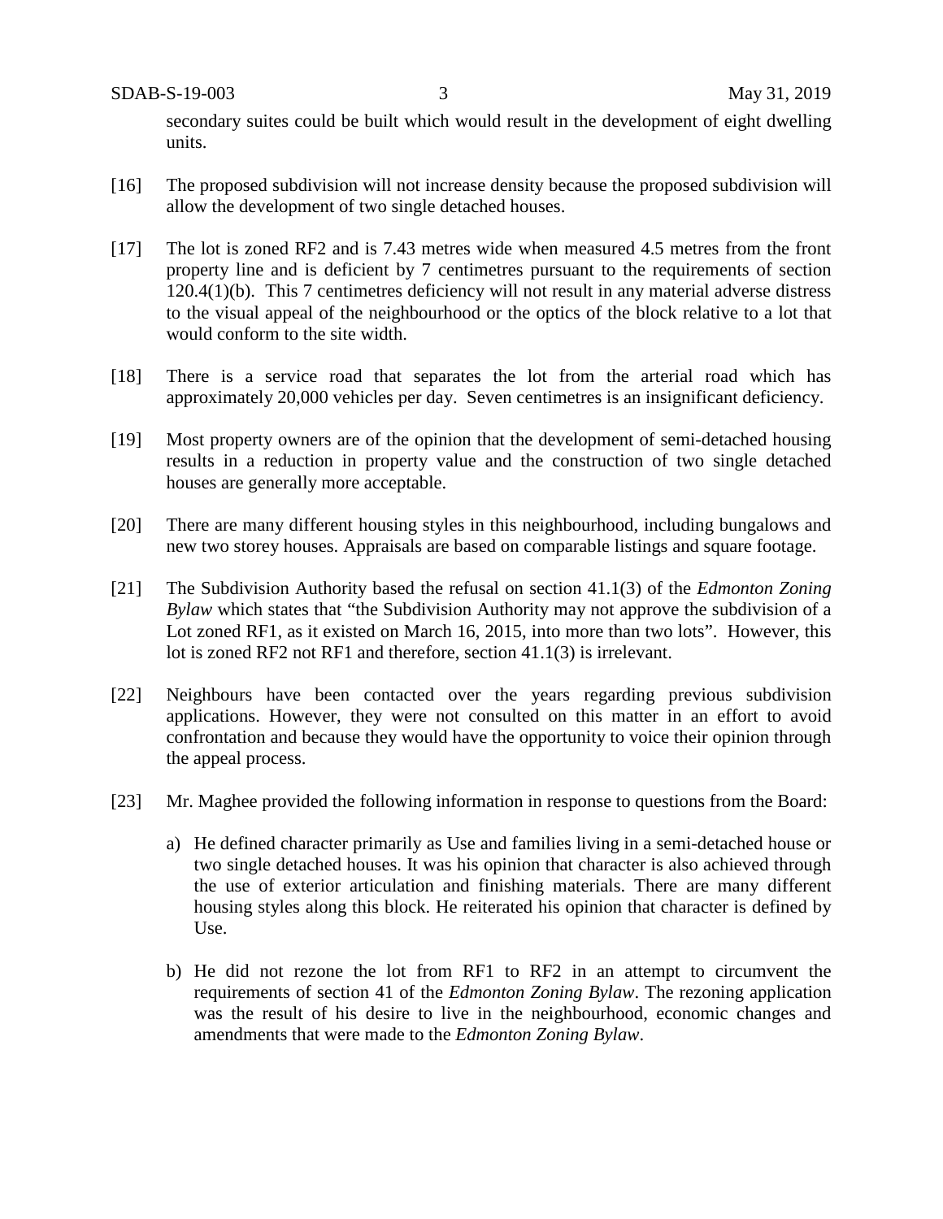secondary suites could be built which would result in the development of eight dwelling units.

[16] The proposed subdivision will not increase density because the proposed subdivision will allow the development of two single detached houses.

[17] The lot is zoned RF2 and is 7.43 metres wide when measured 4.5 metres from the front property line and is deficient by 7 centimetres pursuant to the requirements of section 120.4(1)(b). This 7 centimetres deficiency will not result in any material adverse distress to the visual appeal of the neighbourhood or the optics of the block relative to a lot that would conform to the site width.

[18] There is a service road that separates the lot from the arterial road which has approximately 20,000 vehicles per day. Seven centimetres is an insignificant deficiency.

[19] Most property owners are of the opinion that the development of semi-detached housing results in a reduction in property value and the construction of two single detached houses are generally more acceptable.

[20] There are many different housing styles in this neighbourhood, including bungalows and new two storey houses. Appraisals are based on comparable listings and square footage.

[21] The Subdivision Authority based the refusal on section 41.1(3) of the *Edmonton Zoning Bylaw* which states that "the Subdivision Authority may not approve the subdivision of a Lot zoned RF1, as it existed on March 16, 2015, into more than two lots". However, this lot is zoned RF2 not RF1 and therefore, section 41.1(3) is irrelevant.

[22] Neighbours have been contacted over the years regarding previous subdivision applications. However, they were not consulted on this matter in an effort to avoid confrontation and because they would have the opportunity to voice their opinion through the appeal process.

[23] Mr. Maghee provided the following information in response to questions from the Board:

a) He defined character primarily as Use and families living in a semi-detached house or two single detached houses. It was his opinion that character is also achieved through the use of exterior articulation and finishing materials. There are many different housing styles along this block. He reiterated his opinion that character is defined by Use.

b) He did not rezone the lot from RF1 to RF2 in an attempt to circumvent the requirements of section 41 of the *Edmonton Zoning Bylaw*. The rezoning application was the result of his desire to live in the neighbourhood, economic changes and amendments that were made to the *Edmonton Zoning Bylaw*.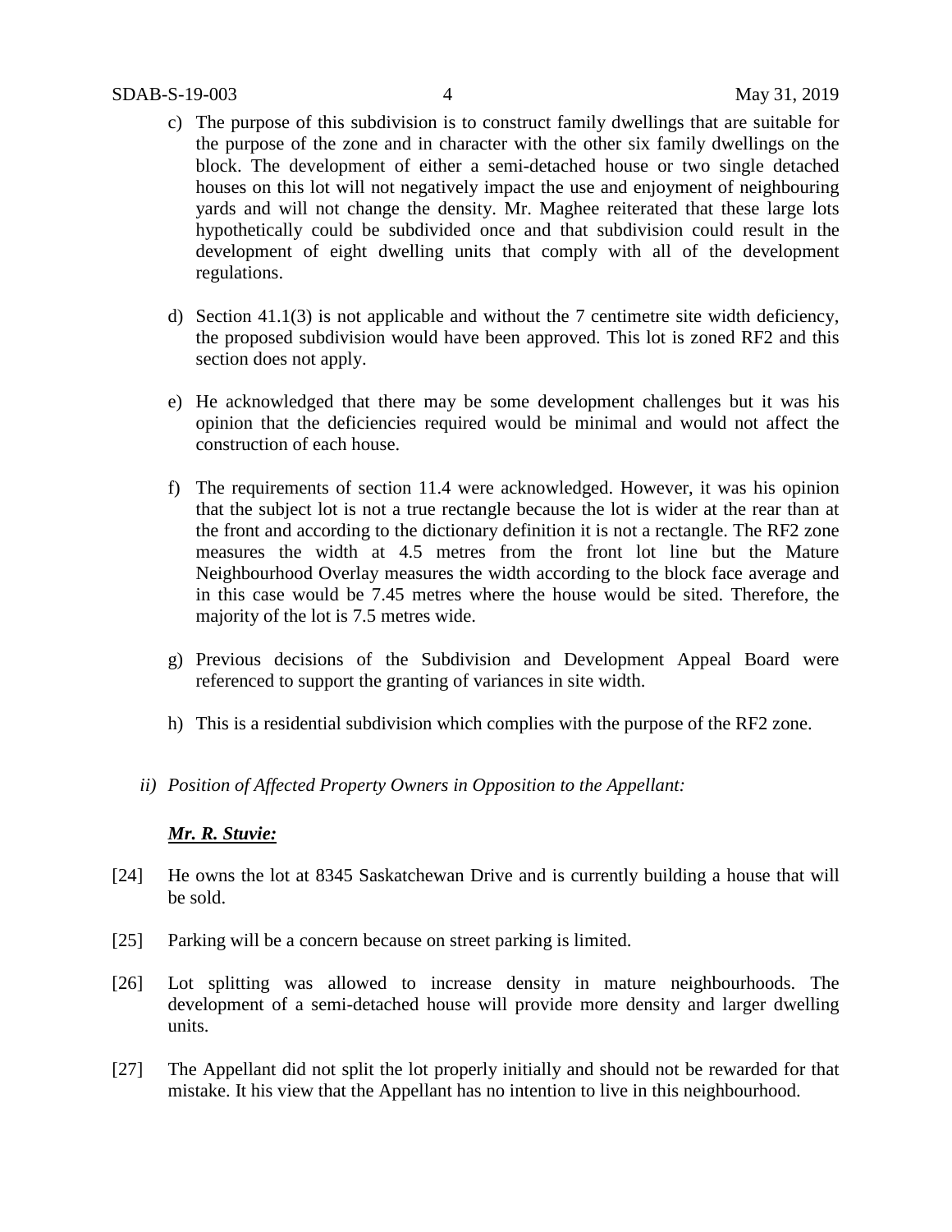c) The purpose of this subdivision is to construct family dwellings that are suitable for the purpose of the zone and in character with the other six family dwellings on the block. The development of either a semi-detached house or two single detached houses on this lot will not negatively impact the use and enjoyment of neighbouring yards and will not change the density. Mr. Maghee reiterated that these large lots hypothetically could be subdivided once and that subdivision could result in the development of eight dwelling units that comply with all of the development regulations.

d) Section 41.1(3) is not applicable and without the 7 centimetre site width deficiency, the proposed subdivision would have been approved. This lot is zoned RF2 and this section does not apply.

e) He acknowledged that there may be some development challenges but it was his opinion that the deficiencies required would be minimal and would not affect the construction of each house.

f) The requirements of section 11.4 were acknowledged. However, it was his opinion that the subject lot is not a true rectangle because the lot is wider at the rear than at the front and according to the dictionary definition it is not a rectangle. The RF2 zone measures the width at 4.5 metres from the front lot line but the Mature Neighbourhood Overlay measures the width according to the block face average and in this case would be 7.45 metres where the house would be sited. Therefore, the majority of the lot is 7.5 metres wide.

g) Previous decisions of the Subdivision and Development Appeal Board were referenced to support the granting of variances in site width.

h) This is a residential subdivision which complies with the purpose of the RF2 zone.

*ii) Position of Affected Property Owners in Opposition to the Appellant:*

***Mr. R. Stuvie:***

[24] He owns the lot at 8345 Saskatchewan Drive and is currently building a house that will be sold.

[25] Parking will be a concern because on street parking is limited.

[26] Lot splitting was allowed to increase density in mature neighbourhoods. The development of a semi-detached house will provide more density and larger dwelling units.

[27] The Appellant did not split the lot properly initially and should not be rewarded for that mistake. It his view that the Appellant has no intention to live in this neighbourhood.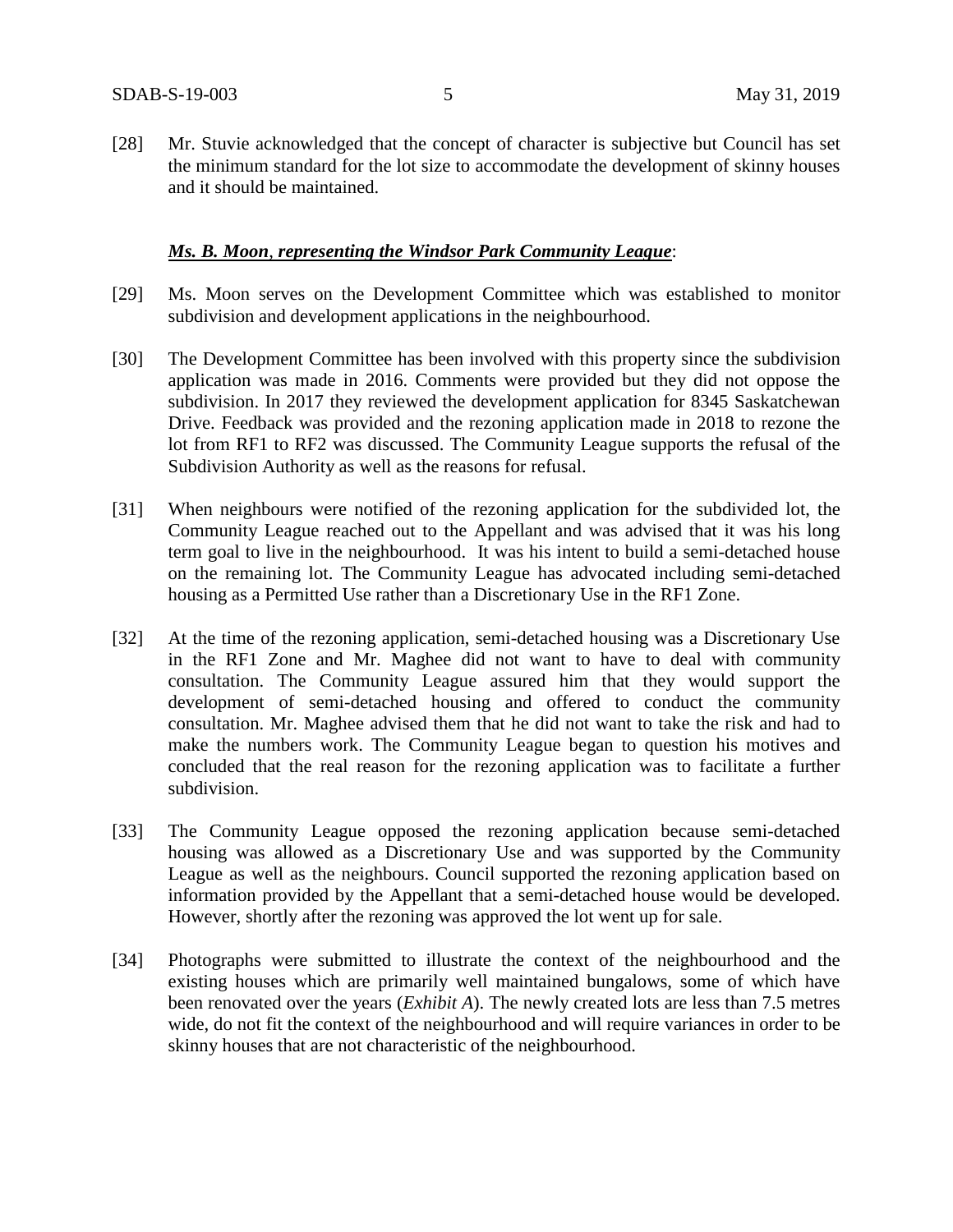[28] Mr. Stuvie acknowledged that the concept of character is subjective but Council has set the minimum standard for the lot size to accommodate the development of skinny houses and it should be maintained.

***Ms. B. Moon, representing the Windsor Park Community League***:

[29] Ms. Moon serves on the Development Committee which was established to monitor subdivision and development applications in the neighbourhood.

[30] The Development Committee has been involved with this property since the subdivision application was made in 2016. Comments were provided but they did not oppose the subdivision. In 2017 they reviewed the development application for 8345 Saskatchewan Drive. Feedback was provided and the rezoning application made in 2018 to rezone the lot from RF1 to RF2 was discussed. The Community League supports the refusal of the Subdivision Authority as well as the reasons for refusal.

[31] When neighbours were notified of the rezoning application for the subdivided lot, the Community League reached out to the Appellant and was advised that it was his long term goal to live in the neighbourhood. It was his intent to build a semi-detached house on the remaining lot. The Community League has advocated including semi-detached housing as a Permitted Use rather than a Discretionary Use in the RF1 Zone.

[32] At the time of the rezoning application, semi-detached housing was a Discretionary Use in the RF1 Zone and Mr. Maghee did not want to have to deal with community consultation. The Community League assured him that they would support the development of semi-detached housing and offered to conduct the community consultation. Mr. Maghee advised them that he did not want to take the risk and had to make the numbers work. The Community League began to question his motives and concluded that the real reason for the rezoning application was to facilitate a further subdivision.

[33] The Community League opposed the rezoning application because semi-detached housing was allowed as a Discretionary Use and was supported by the Community League as well as the neighbours. Council supported the rezoning application based on information provided by the Appellant that a semi-detached house would be developed. However, shortly after the rezoning was approved the lot went up for sale.

[34] Photographs were submitted to illustrate the context of the neighbourhood and the existing houses which are primarily well maintained bungalows, some of which have been renovated over the years (*Exhibit A*). The newly created lots are less than 7.5 metres wide, do not fit the context of the neighbourhood and will require variances in order to be skinny houses that are not characteristic of the neighbourhood.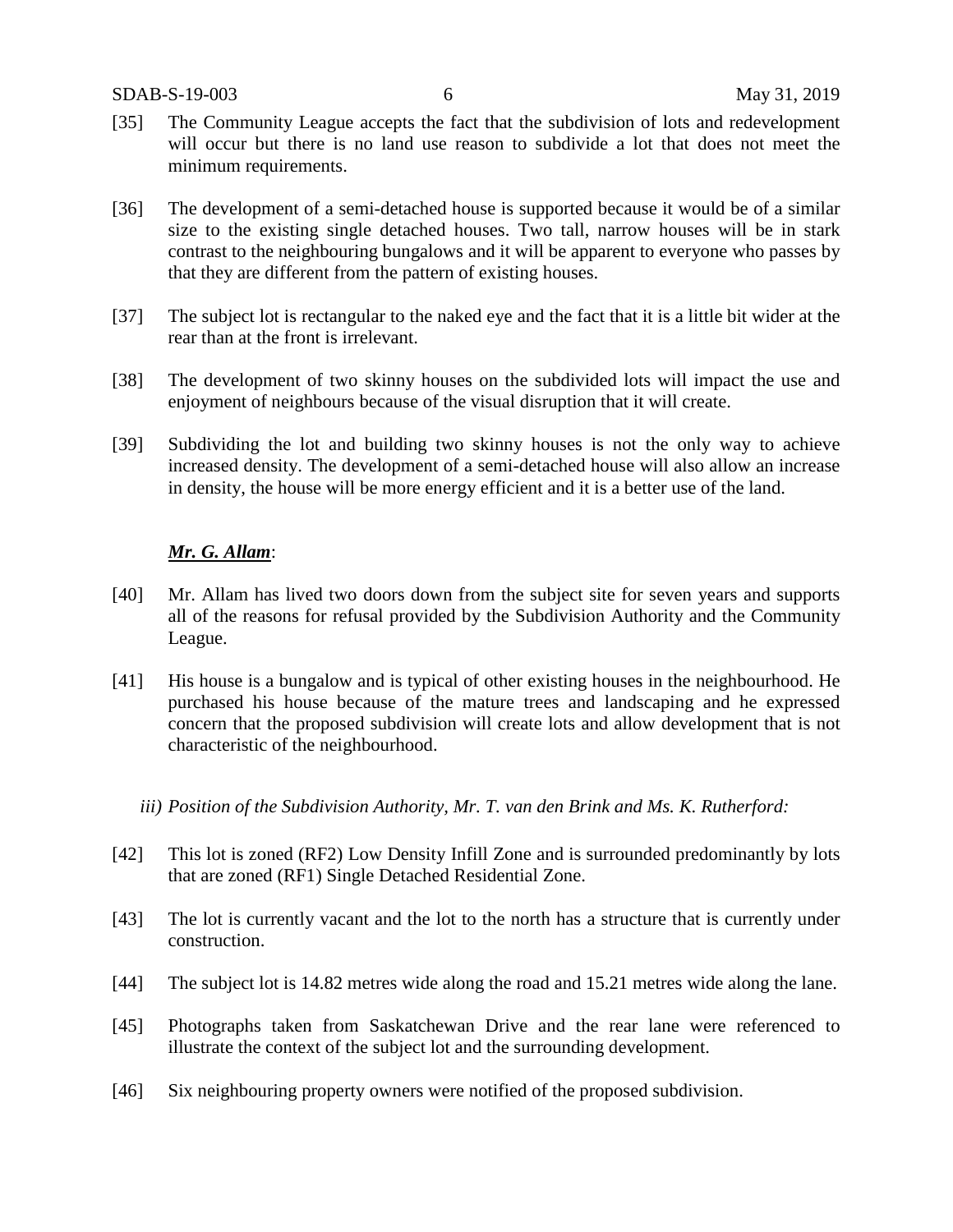[35] The Community League accepts the fact that the subdivision of lots and redevelopment will occur but there is no land use reason to subdivide a lot that does not meet the minimum requirements.

[36] The development of a semi-detached house is supported because it would be of a similar size to the existing single detached houses. Two tall, narrow houses will be in stark contrast to the neighbouring bungalows and it will be apparent to everyone who passes by that they are different from the pattern of existing houses.

[37] The subject lot is rectangular to the naked eye and the fact that it is a little bit wider at the rear than at the front is irrelevant.

[38] The development of two skinny houses on the subdivided lots will impact the use and enjoyment of neighbours because of the visual disruption that it will create.

[39] Subdividing the lot and building two skinny houses is not the only way to achieve increased density. The development of a semi-detached house will also allow an increase in density, the house will be more energy efficient and it is a better use of the land.

***Mr. G. Allam***:

[40] Mr. Allam has lived two doors down from the subject site for seven years and supports all of the reasons for refusal provided by the Subdivision Authority and the Community League.

[41] His house is a bungalow and is typical of other existing houses in the neighbourhood. He purchased his house because of the mature trees and landscaping and he expressed concern that the proposed subdivision will create lots and allow development that is not characteristic of the neighbourhood.

*iii) Position of the Subdivision Authority, Mr. T. van den Brink and Ms. K. Rutherford:*

[42] This lot is zoned (RF2) Low Density Infill Zone and is surrounded predominantly by lots that are zoned (RF1) Single Detached Residential Zone.

[43] The lot is currently vacant and the lot to the north has a structure that is currently under construction.

[44] The subject lot is 14.82 metres wide along the road and 15.21 metres wide along the lane.

[45] Photographs taken from Saskatchewan Drive and the rear lane were referenced to illustrate the context of the subject lot and the surrounding development.

[46] Six neighbouring property owners were notified of the proposed subdivision.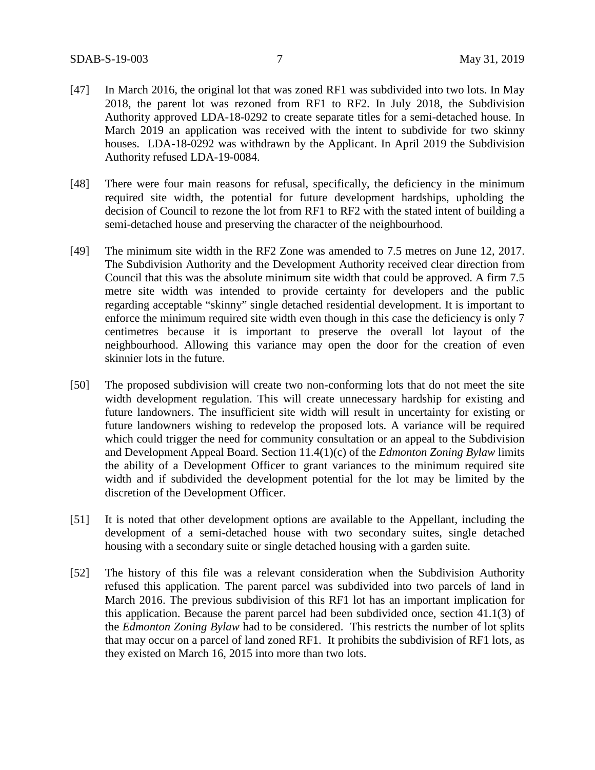[47] In March 2016, the original lot that was zoned RF1 was subdivided into two lots. In May 2018, the parent lot was rezoned from RF1 to RF2. In July 2018, the Subdivision Authority approved LDA-18-0292 to create separate titles for a semi-detached house. In March 2019 an application was received with the intent to subdivide for two skinny houses. LDA-18-0292 was withdrawn by the Applicant. In April 2019 the Subdivision Authority refused LDA-19-0084.

[48] There were four main reasons for refusal, specifically, the deficiency in the minimum required site width, the potential for future development hardships, upholding the decision of Council to rezone the lot from RF1 to RF2 with the stated intent of building a semi-detached house and preserving the character of the neighbourhood.

[49] The minimum site width in the RF2 Zone was amended to 7.5 metres on June 12, 2017. The Subdivision Authority and the Development Authority received clear direction from Council that this was the absolute minimum site width that could be approved. A firm 7.5 metre site width was intended to provide certainty for developers and the public regarding acceptable "skinny" single detached residential development. It is important to enforce the minimum required site width even though in this case the deficiency is only 7 centimetres because it is important to preserve the overall lot layout of the neighbourhood. Allowing this variance may open the door for the creation of even skinnier lots in the future.

[50] The proposed subdivision will create two non-conforming lots that do not meet the site width development regulation. This will create unnecessary hardship for existing and future landowners. The insufficient site width will result in uncertainty for existing or future landowners wishing to redevelop the proposed lots. A variance will be required which could trigger the need for community consultation or an appeal to the Subdivision and Development Appeal Board. Section 11.4(1)(c) of the *Edmonton Zoning Bylaw* limits the ability of a Development Officer to grant variances to the minimum required site width and if subdivided the development potential for the lot may be limited by the discretion of the Development Officer.

[51] It is noted that other development options are available to the Appellant, including the development of a semi-detached house with two secondary suites, single detached housing with a secondary suite or single detached housing with a garden suite.

[52] The history of this file was a relevant consideration when the Subdivision Authority refused this application. The parent parcel was subdivided into two parcels of land in March 2016. The previous subdivision of this RF1 lot has an important implication for this application. Because the parent parcel had been subdivided once, section 41.1(3) of the *Edmonton Zoning Bylaw* had to be considered. This restricts the number of lot splits that may occur on a parcel of land zoned RF1. It prohibits the subdivision of RF1 lots, as they existed on March 16, 2015 into more than two lots.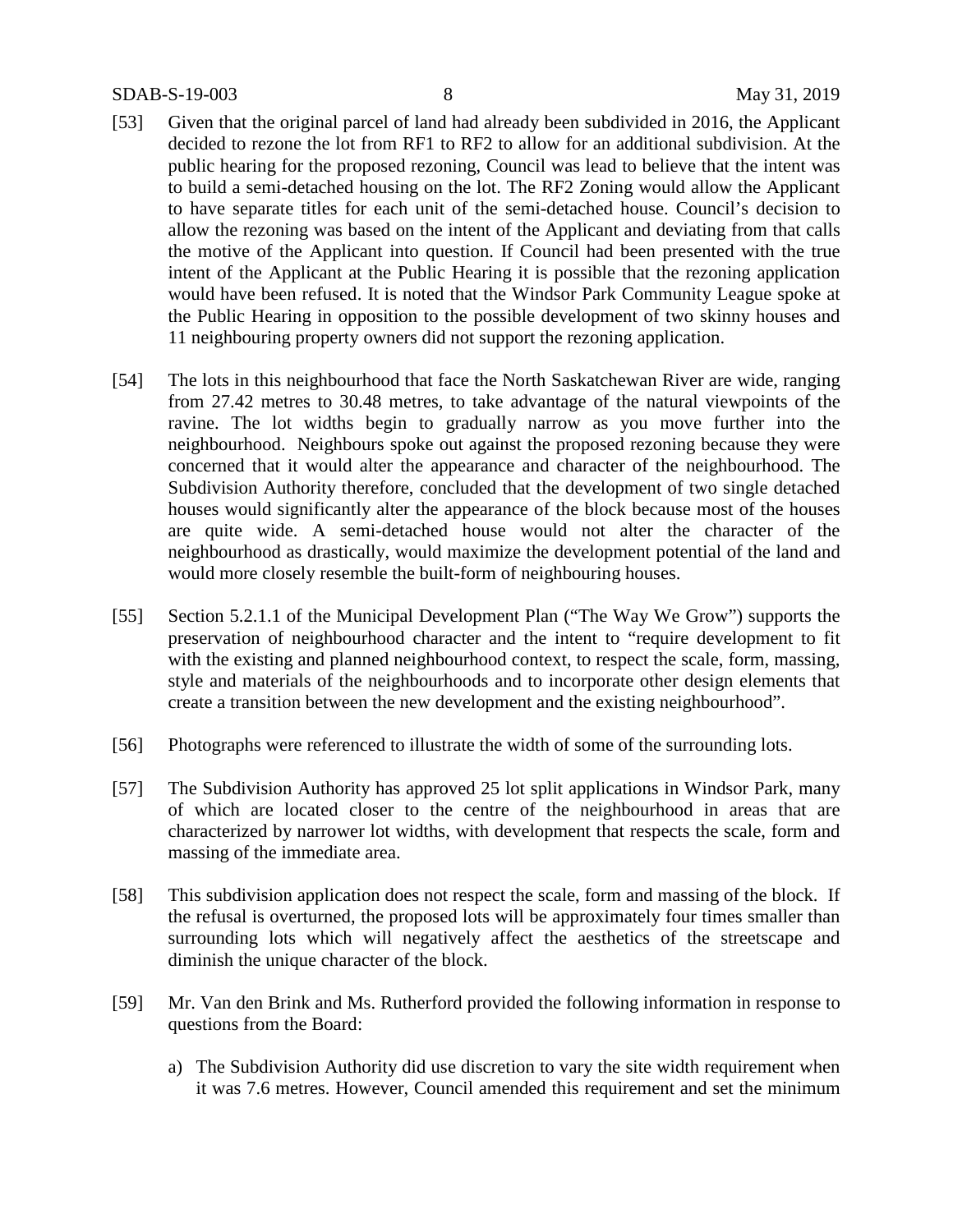[53] Given that the original parcel of land had already been subdivided in 2016, the Applicant decided to rezone the lot from RF1 to RF2 to allow for an additional subdivision. At the public hearing for the proposed rezoning, Council was lead to believe that the intent was to build a semi-detached housing on the lot. The RF2 Zoning would allow the Applicant to have separate titles for each unit of the semi-detached house. Council's decision to allow the rezoning was based on the intent of the Applicant and deviating from that calls the motive of the Applicant into question. If Council had been presented with the true intent of the Applicant at the Public Hearing it is possible that the rezoning application would have been refused. It is noted that the Windsor Park Community League spoke at the Public Hearing in opposition to the possible development of two skinny houses and 11 neighbouring property owners did not support the rezoning application.

[54] The lots in this neighbourhood that face the North Saskatchewan River are wide, ranging from 27.42 metres to 30.48 metres, to take advantage of the natural viewpoints of the ravine. The lot widths begin to gradually narrow as you move further into the neighbourhood. Neighbours spoke out against the proposed rezoning because they were concerned that it would alter the appearance and character of the neighbourhood. The Subdivision Authority therefore, concluded that the development of two single detached houses would significantly alter the appearance of the block because most of the houses are quite wide. A semi-detached house would not alter the character of the neighbourhood as drastically, would maximize the development potential of the land and would more closely resemble the built-form of neighbouring houses.

[55] Section 5.2.1.1 of the Municipal Development Plan ("The Way We Grow") supports the preservation of neighbourhood character and the intent to "require development to fit with the existing and planned neighbourhood context, to respect the scale, form, massing, style and materials of the neighbourhoods and to incorporate other design elements that create a transition between the new development and the existing neighbourhood".

[56] Photographs were referenced to illustrate the width of some of the surrounding lots.

[57] The Subdivision Authority has approved 25 lot split applications in Windsor Park, many of which are located closer to the centre of the neighbourhood in areas that are characterized by narrower lot widths, with development that respects the scale, form and massing of the immediate area.

[58] This subdivision application does not respect the scale, form and massing of the block. If the refusal is overturned, the proposed lots will be approximately four times smaller than surrounding lots which will negatively affect the aesthetics of the streetscape and diminish the unique character of the block.

[59] Mr. Van den Brink and Ms. Rutherford provided the following information in response to questions from the Board:

a) The Subdivision Authority did use discretion to vary the site width requirement when it was 7.6 metres. However, Council amended this requirement and set the minimum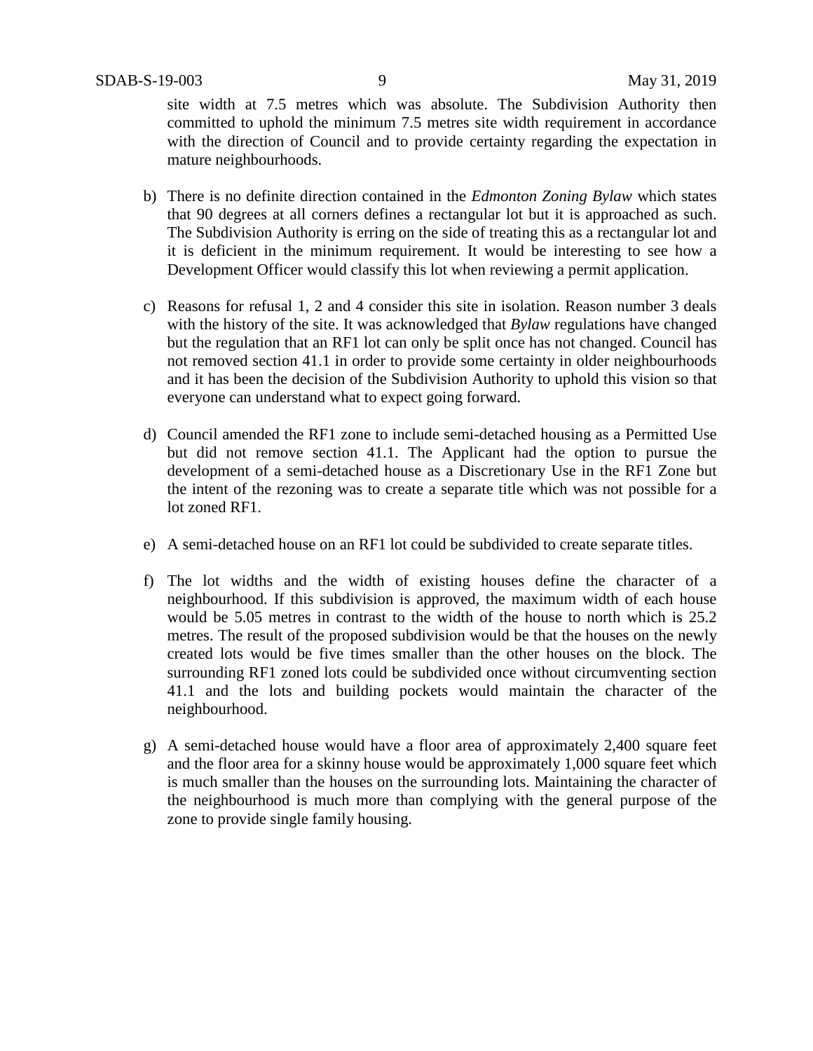site width at 7.5 metres which was absolute. The Subdivision Authority then committed to uphold the minimum 7.5 metres site width requirement in accordance with the direction of Council and to provide certainty regarding the expectation in mature neighbourhoods.

b) There is no definite direction contained in the *Edmonton Zoning Bylaw* which states that 90 degrees at all corners defines a rectangular lot but it is approached as such. The Subdivision Authority is erring on the side of treating this as a rectangular lot and it is deficient in the minimum requirement. It would be interesting to see how a Development Officer would classify this lot when reviewing a permit application.

c) Reasons for refusal 1, 2 and 4 consider this site in isolation. Reason number 3 deals with the history of the site. It was acknowledged that *Bylaw* regulations have changed but the regulation that an RF1 lot can only be split once has not changed. Council has not removed section 41.1 in order to provide some certainty in older neighbourhoods and it has been the decision of the Subdivision Authority to uphold this vision so that everyone can understand what to expect going forward.

d) Council amended the RF1 zone to include semi-detached housing as a Permitted Use but did not remove section 41.1. The Applicant had the option to pursue the development of a semi-detached house as a Discretionary Use in the RF1 Zone but the intent of the rezoning was to create a separate title which was not possible for a lot zoned RF1.

e) A semi-detached house on an RF1 lot could be subdivided to create separate titles.

f) The lot widths and the width of existing houses define the character of a neighbourhood. If this subdivision is approved, the maximum width of each house would be 5.05 metres in contrast to the width of the house to north which is 25.2 metres. The result of the proposed subdivision would be that the houses on the newly created lots would be five times smaller than the other houses on the block. The surrounding RF1 zoned lots could be subdivided once without circumventing section 41.1 and the lots and building pockets would maintain the character of the neighbourhood.

g) A semi-detached house would have a floor area of approximately 2,400 square feet and the floor area for a skinny house would be approximately 1,000 square feet which is much smaller than the houses on the surrounding lots. Maintaining the character of the neighbourhood is much more than complying with the general purpose of the zone to provide single family housing.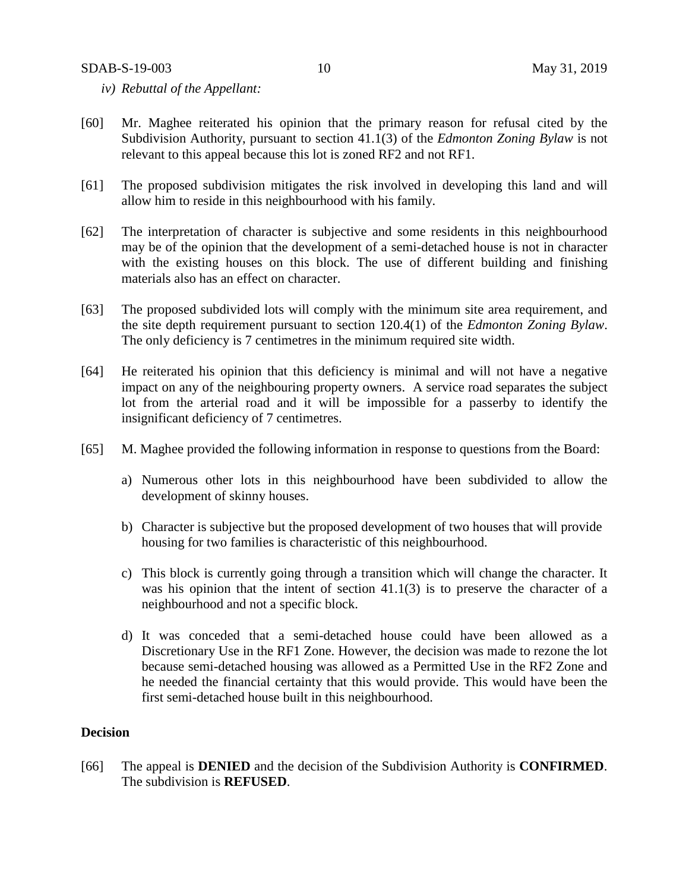*iv) Rebuttal of the Appellant:*

[60] Mr. Maghee reiterated his opinion that the primary reason for refusal cited by the Subdivision Authority, pursuant to section 41.1(3) of the *Edmonton Zoning Bylaw* is not relevant to this appeal because this lot is zoned RF2 and not RF1.

[61] The proposed subdivision mitigates the risk involved in developing this land and will allow him to reside in this neighbourhood with his family.

[62] The interpretation of character is subjective and some residents in this neighbourhood may be of the opinion that the development of a semi-detached house is not in character with the existing houses on this block. The use of different building and finishing materials also has an effect on character.

[63] The proposed subdivided lots will comply with the minimum site area requirement, and the site depth requirement pursuant to section 120.4(1) of the *Edmonton Zoning Bylaw*. The only deficiency is 7 centimetres in the minimum required site width.

[64] He reiterated his opinion that this deficiency is minimal and will not have a negative impact on any of the neighbouring property owners. A service road separates the subject lot from the arterial road and it will be impossible for a passerby to identify the insignificant deficiency of 7 centimetres.

[65] M. Maghee provided the following information in response to questions from the Board:

a) Numerous other lots in this neighbourhood have been subdivided to allow the development of skinny houses.

b) Character is subjective but the proposed development of two houses that will provide housing for two families is characteristic of this neighbourhood.

c) This block is currently going through a transition which will change the character. It was his opinion that the intent of section 41.1(3) is to preserve the character of a neighbourhood and not a specific block.

d) It was conceded that a semi-detached house could have been allowed as a Discretionary Use in the RF1 Zone. However, the decision was made to rezone the lot because semi-detached housing was allowed as a Permitted Use in the RF2 Zone and he needed the financial certainty that this would provide. This would have been the first semi-detached house built in this neighbourhood.

## Decision

[66] The appeal is **DENIED** and the decision of the Subdivision Authority is **CONFIRMED**. The subdivision is **REFUSED**.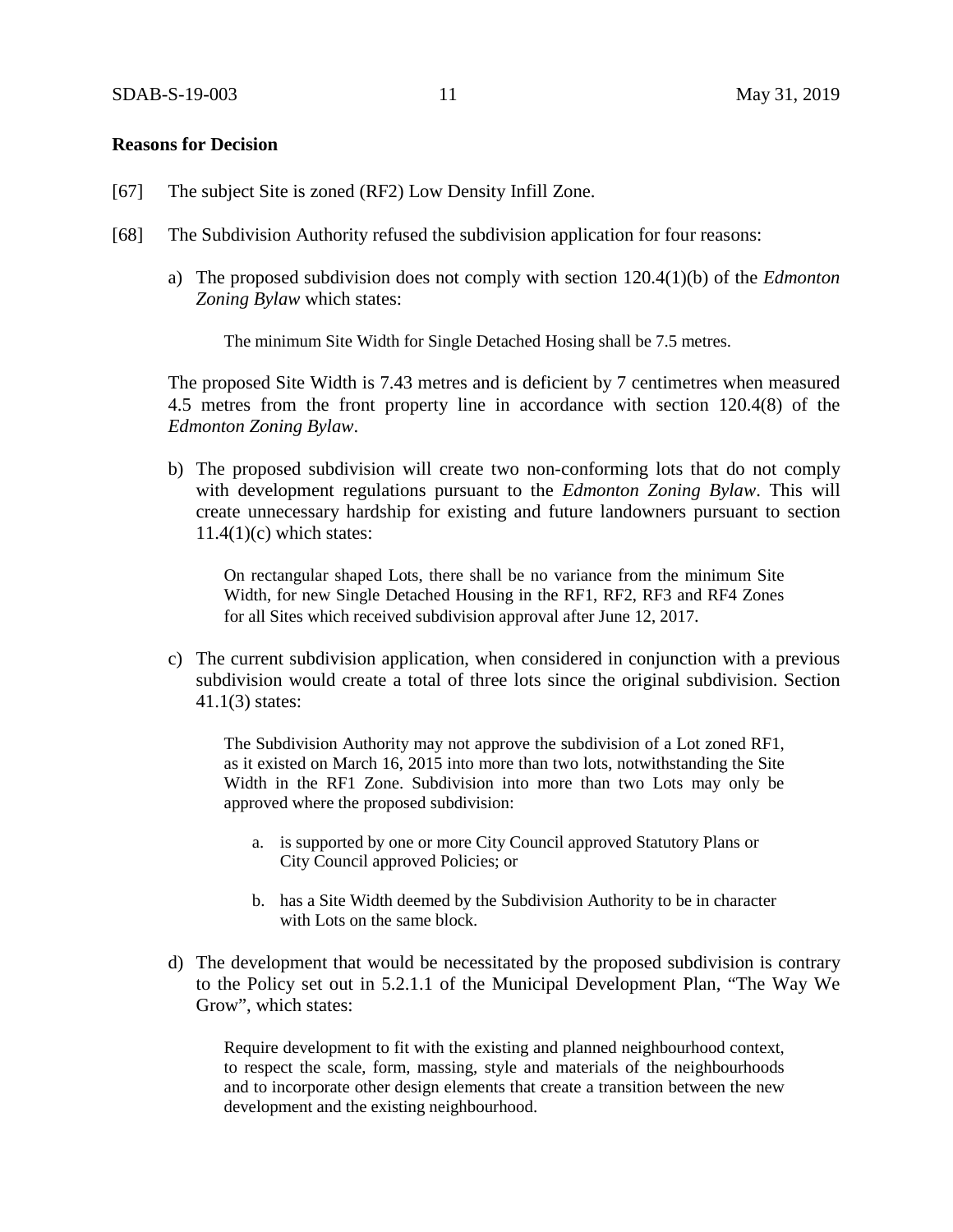**Reasons for Decision**

[67] The subject Site is zoned (RF2) Low Density Infill Zone.

[68] The Subdivision Authority refused the subdivision application for four reasons:

a) The proposed subdivision does not comply with section 120.4(1)(b) of the *Edmonton Zoning Bylaw* which states:

> The minimum Site Width for Single Detached Hosing shall be 7.5 metres.

The proposed Site Width is 7.43 metres and is deficient by 7 centimetres when measured 4.5 metres from the front property line in accordance with section 120.4(8) of the *Edmonton Zoning Bylaw*.

b) The proposed subdivision will create two non-conforming lots that do not comply with development regulations pursuant to the *Edmonton Zoning Bylaw*. This will create unnecessary hardship for existing and future landowners pursuant to section 11.4(1)(c) which states:

> On rectangular shaped Lots, there shall be no variance from the minimum Site Width, for new Single Detached Housing in the RF1, RF2, RF3 and RF4 Zones for all Sites which received subdivision approval after June 12, 2017.

c) The current subdivision application, when considered in conjunction with a previous subdivision would create a total of three lots since the original subdivision. Section 41.1(3) states:

> The Subdivision Authority may not approve the subdivision of a Lot zoned RF1, as it existed on March 16, 2015 into more than two lots, notwithstanding the Site Width in the RF1 Zone. Subdivision into more than two Lots may only be approved where the proposed subdivision:
>
> a. is supported by one or more City Council approved Statutory Plans or City Council approved Policies; or
>
> b. has a Site Width deemed by the Subdivision Authority to be in character with Lots on the same block.

d) The development that would be necessitated by the proposed subdivision is contrary to the Policy set out in 5.2.1.1 of the Municipal Development Plan, "The Way We Grow", which states:

> Require development to fit with the existing and planned neighbourhood context, to respect the scale, form, massing, style and materials of the neighbourhoods and to incorporate other design elements that create a transition between the new development and the existing neighbourhood.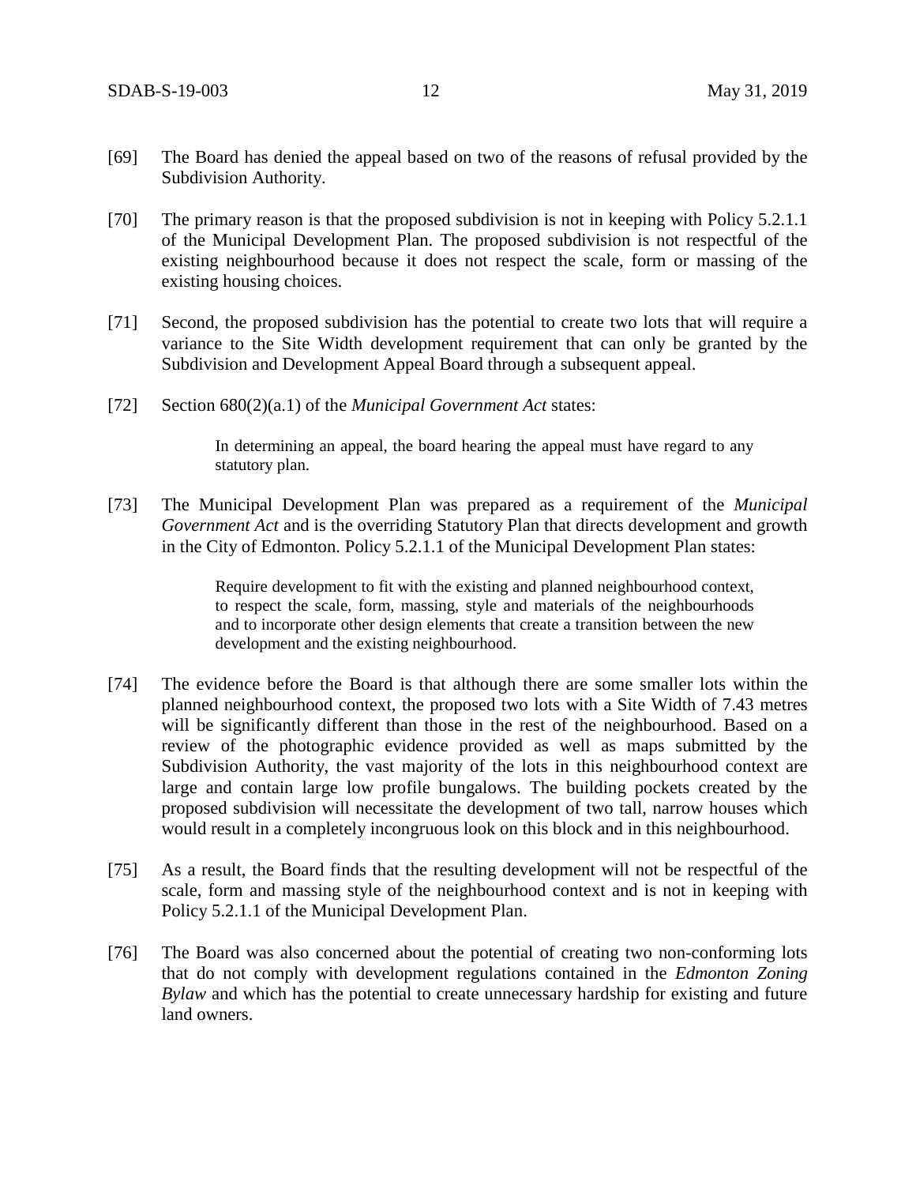[69] The Board has denied the appeal based on two of the reasons of refusal provided by the Subdivision Authority.

[70] The primary reason is that the proposed subdivision is not in keeping with Policy 5.2.1.1 of the Municipal Development Plan. The proposed subdivision is not respectful of the existing neighbourhood because it does not respect the scale, form or massing of the existing housing choices.

[71] Second, the proposed subdivision has the potential to create two lots that will require a variance to the Site Width development requirement that can only be granted by the Subdivision and Development Appeal Board through a subsequent appeal.

[72] Section 680(2)(a.1) of the *Municipal Government Act* states:

> In determining an appeal, the board hearing the appeal must have regard to any statutory plan.

[73] The Municipal Development Plan was prepared as a requirement of the *Municipal Government Act* and is the overriding Statutory Plan that directs development and growth in the City of Edmonton. Policy 5.2.1.1 of the Municipal Development Plan states:

> Require development to fit with the existing and planned neighbourhood context, to respect the scale, form, massing, style and materials of the neighbourhoods and to incorporate other design elements that create a transition between the new development and the existing neighbourhood.

[74] The evidence before the Board is that although there are some smaller lots within the planned neighbourhood context, the proposed two lots with a Site Width of 7.43 metres will be significantly different than those in the rest of the neighbourhood. Based on a review of the photographic evidence provided as well as maps submitted by the Subdivision Authority, the vast majority of the lots in this neighbourhood context are large and contain large low profile bungalows. The building pockets created by the proposed subdivision will necessitate the development of two tall, narrow houses which would result in a completely incongruous look on this block and in this neighbourhood.

[75] As a result, the Board finds that the resulting development will not be respectful of the scale, form and massing style of the neighbourhood context and is not in keeping with Policy 5.2.1.1 of the Municipal Development Plan.

[76] The Board was also concerned about the potential of creating two non-conforming lots that do not comply with development regulations contained in the *Edmonton Zoning Bylaw* and which has the potential to create unnecessary hardship for existing and future land owners.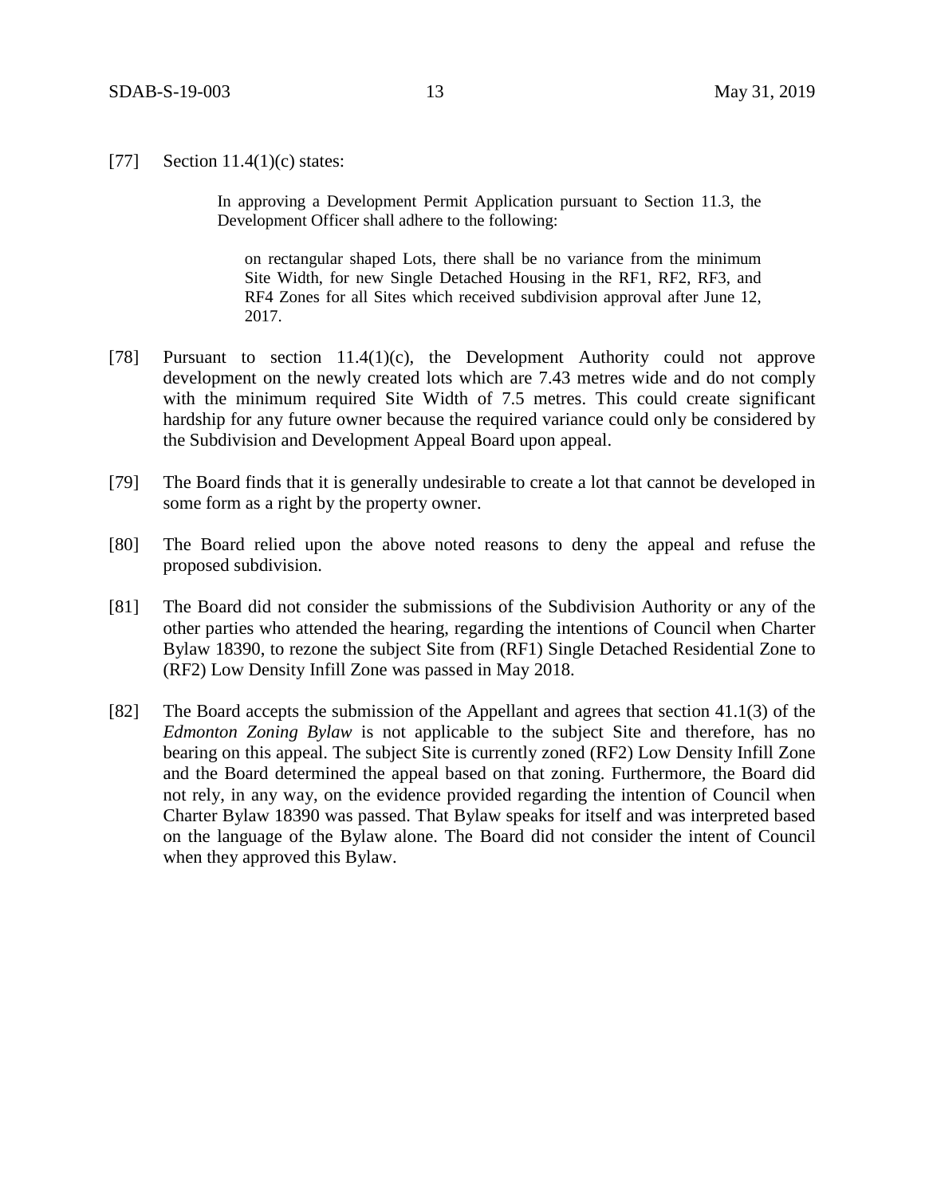[77] Section 11.4(1)(c) states:

> In approving a Development Permit Application pursuant to Section 11.3, the Development Officer shall adhere to the following:
>
> > on rectangular shaped Lots, there shall be no variance from the minimum Site Width, for new Single Detached Housing in the RF1, RF2, RF3, and RF4 Zones for all Sites which received subdivision approval after June 12, 2017.

[78] Pursuant to section 11.4(1)(c), the Development Authority could not approve development on the newly created lots which are 7.43 metres wide and do not comply with the minimum required Site Width of 7.5 metres. This could create significant hardship for any future owner because the required variance could only be considered by the Subdivision and Development Appeal Board upon appeal.

[79] The Board finds that it is generally undesirable to create a lot that cannot be developed in some form as a right by the property owner.

[80] The Board relied upon the above noted reasons to deny the appeal and refuse the proposed subdivision.

[81] The Board did not consider the submissions of the Subdivision Authority or any of the other parties who attended the hearing, regarding the intentions of Council when Charter Bylaw 18390, to rezone the subject Site from (RF1) Single Detached Residential Zone to (RF2) Low Density Infill Zone was passed in May 2018.

[82] The Board accepts the submission of the Appellant and agrees that section 41.1(3) of the *Edmonton Zoning Bylaw* is not applicable to the subject Site and therefore, has no bearing on this appeal. The subject Site is currently zoned (RF2) Low Density Infill Zone and the Board determined the appeal based on that zoning. Furthermore, the Board did not rely, in any way, on the evidence provided regarding the intention of Council when Charter Bylaw 18390 was passed. That Bylaw speaks for itself and was interpreted based on the language of the Bylaw alone. The Board did not consider the intent of Council when they approved this Bylaw.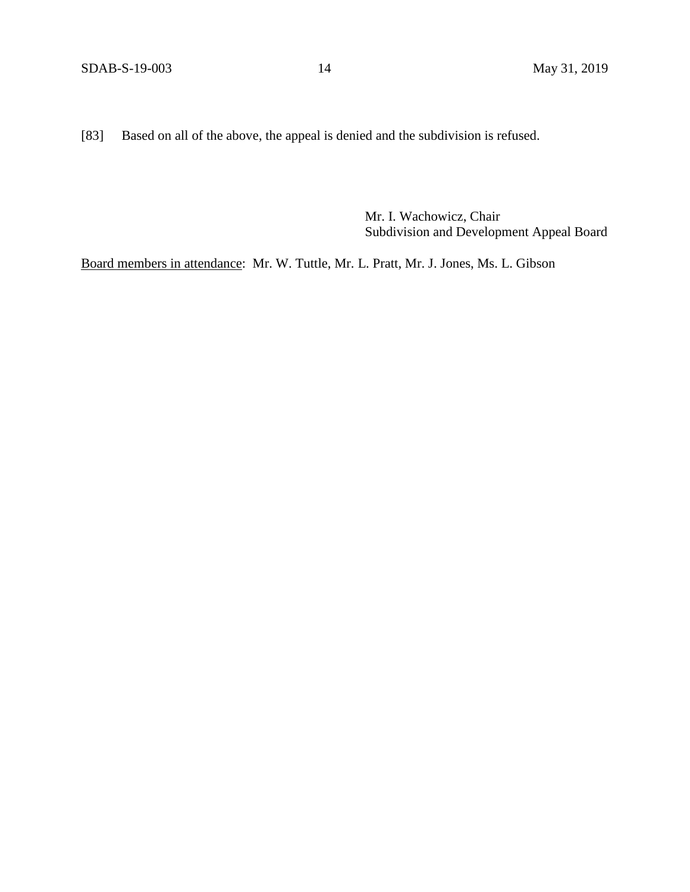[83] Based on all of the above, the appeal is denied and the subdivision is refused.

Mr. I. Wachowicz, Chair
Subdivision and Development Appeal Board

Board members in attendance: Mr. W. Tuttle, Mr. L. Pratt, Mr. J. Jones, Ms. L. Gibson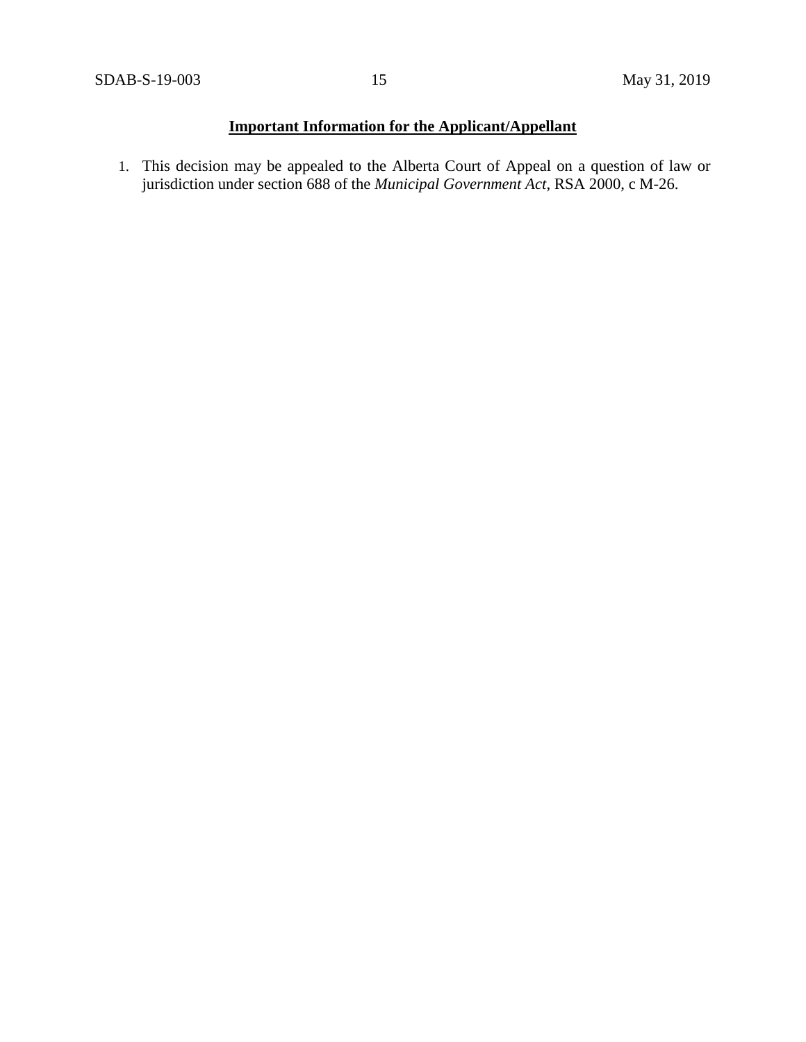**Important Information for the Applicant/Appellant**

1. This decision may be appealed to the Alberta Court of Appeal on a question of law or jurisdiction under section 688 of the *Municipal Government Act*, RSA 2000, c M-26.